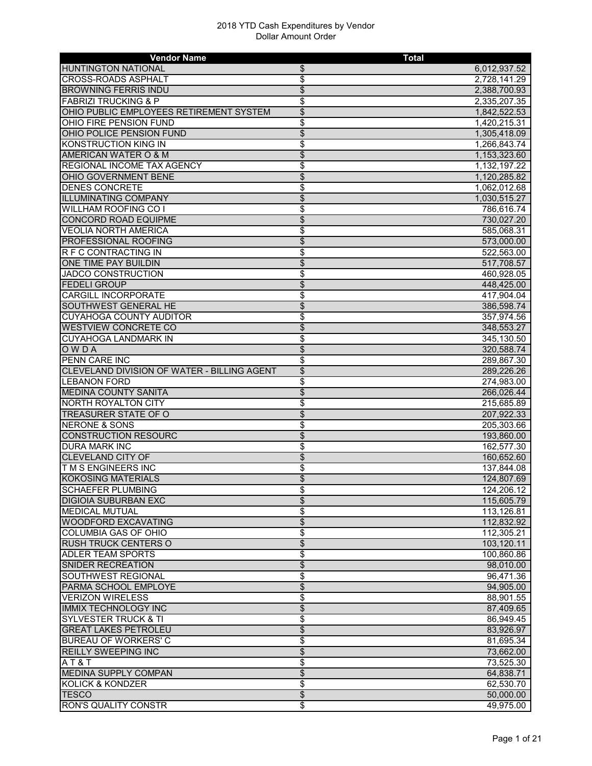# 2018 YTD Cash Expenditures by Vendor
## Dollar Amount Order

| Vendor Name | Total | |
|---|---|---|
| HUNTINGTON NATIONAL | $ | 6,012,937.52 |
| CROSS-ROADS ASPHALT | $ | 2,728,141.29 |
| BROWNING FERRIS INDU | $ | 2,388,700.93 |
| FABRIZI TRUCKING & P | $ | 2,335,207.35 |
| OHIO PUBLIC EMPLOYEES RETIREMENT SYSTEM | $ | 1,842,522.53 |
| OHIO FIRE PENSION FUND | $ | 1,420,215.31 |
| OHIO POLICE PENSION FUND | $ | 1,305,418.09 |
| KONSTRUCTION KING IN | $ | 1,266,843.74 |
| AMERICAN WATER O & M | $ | 1,153,323.60 |
| REGIONAL INCOME TAX AGENCY | $ | 1,132,197.22 |
| OHIO GOVERNMENT BENE | $ | 1,120,285.82 |
| DENES CONCRETE | $ | 1,062,012.68 |
| ILLUMINATING COMPANY | $ | 1,030,515.27 |
| WILLHAM ROOFING CO I | $ | 786,616.74 |
| CONCORD ROAD EQUIPME | $ | 730,027.20 |
| VEOLIA NORTH AMERICA | $ | 585,068.31 |
| PROFESSIONAL ROOFING | $ | 573,000.00 |
| R F C CONTRACTING IN | $ | 522,563.00 |
| ONE TIME PAY BUILDIN | $ | 517,708.57 |
| JADCO CONSTRUCTION | $ | 460,928.05 |
| FEDELI GROUP | $ | 448,425.00 |
| CARGILL INCORPORATE | $ | 417,904.04 |
| SOUTHWEST GENERAL HE | $ | 386,598.74 |
| CUYAHOGA COUNTY AUDITOR | $ | 357,974.56 |
| WESTVIEW CONCRETE CO | $ | 348,553.27 |
| CUYAHOGA LANDMARK IN | $ | 345,130.50 |
| O W D A | $ | 320,588.74 |
| PENN CARE INC | $ | 289,867.30 |
| CLEVELAND DIVISION OF WATER - BILLING AGENT | $ | 289,226.26 |
| LEBANON FORD | $ | 274,983.00 |
| MEDINA COUNTY SANITA | $ | 266,026.44 |
| NORTH ROYALTON CITY | $ | 215,685.89 |
| TREASURER STATE OF O | $ | 207,922.33 |
| NERONE & SONS | $ | 205,303.66 |
| CONSTRUCTION RESOURC | $ | 193,860.00 |
| DURA MARK INC | $ | 162,577.30 |
| CLEVELAND CITY OF | $ | 160,652.60 |
| T M S ENGINEERS INC | $ | 137,844.08 |
| KOKOSING MATERIALS | $ | 124,807.69 |
| SCHAEFER PLUMBING | $ | 124,206.12 |
| DIGIOIA SUBURBAN EXC | $ | 115,605.79 |
| MEDICAL MUTUAL | $ | 113,126.81 |
| WOODFORD EXCAVATING | $ | 112,832.92 |
| COLUMBIA GAS OF OHIO | $ | 112,305.21 |
| RUSH TRUCK CENTERS O | $ | 103,120.11 |
| ADLER TEAM SPORTS | $ | 100,860.86 |
| SNIDER RECREATION | $ | 98,010.00 |
| SOUTHWEST REGIONAL | $ | 96,471.36 |
| PARMA SCHOOL EMPLOYE | $ | 94,905.00 |
| VERIZON WIRELESS | $ | 88,901.55 |
| IMMIX TECHNOLOGY INC | $ | 87,409.65 |
| SYLVESTER TRUCK & TI | $ | 86,949.45 |
| GREAT LAKES PETROLEU | $ | 83,926.97 |
| BUREAU OF WORKERS' C | $ | 81,695.34 |
| REILLY SWEEPING INC | $ | 73,662.00 |
| A T & T | $ | 73,525.30 |
| MEDINA SUPPLY COMPAN | $ | 64,838.71 |
| KOLICK & KONDZER | $ | 62,530.70 |
| TESCO | $ | 50,000.00 |
| RON'S QUALITY CONSTR | $ | 49,975.00 |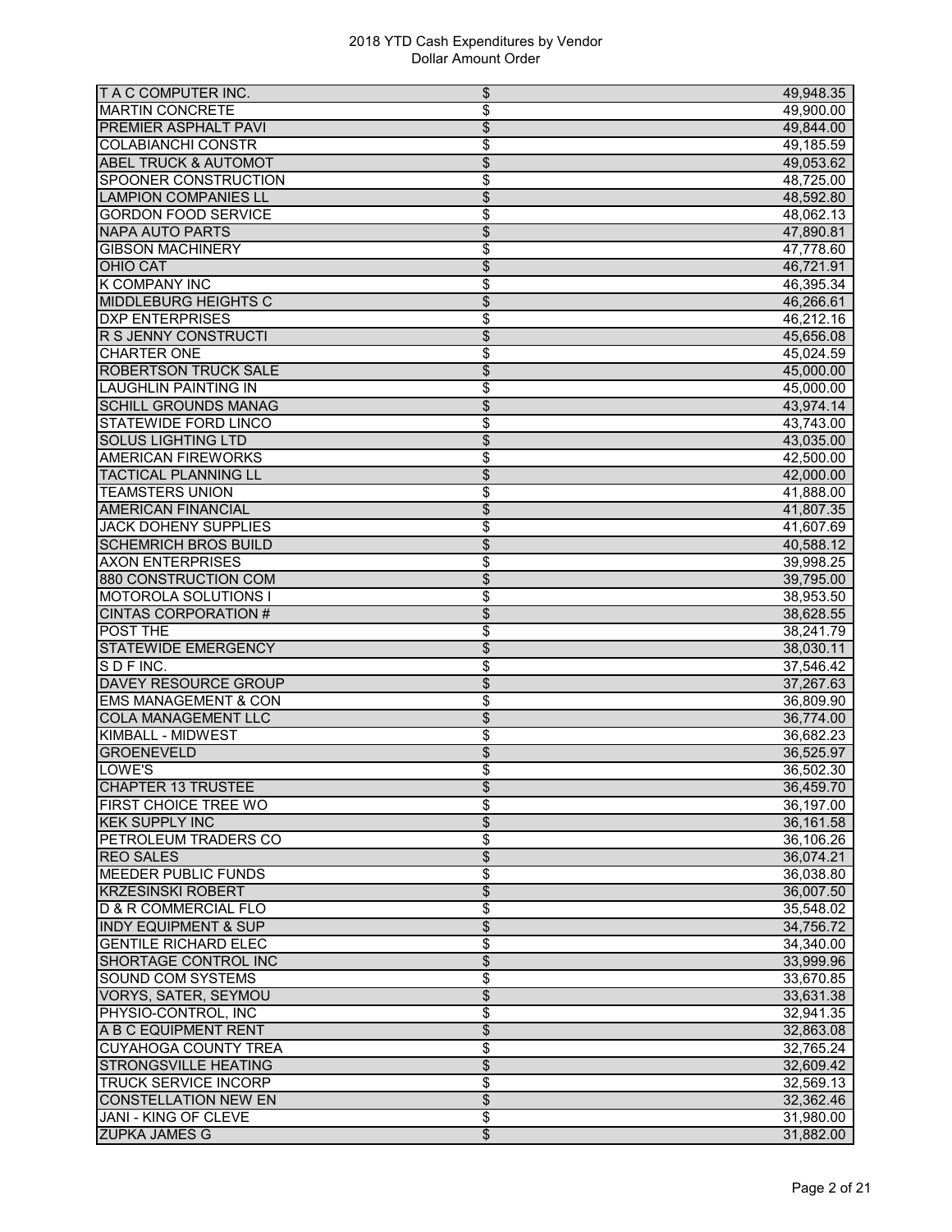# 2018 YTD Cash Expenditures by Vendor
## Dollar Amount Order

| Vendor | | Amount |
|---|---|---|
| T A C COMPUTER INC. | $ | 49,948.35 |
| MARTIN CONCRETE | $ | 49,900.00 |
| PREMIER ASPHALT PAVI | $ | 49,844.00 |
| COLABIANCHI CONSTR | $ | 49,185.59 |
| ABEL TRUCK & AUTOMOT | $ | 49,053.62 |
| SPOONER CONSTRUCTION | $ | 48,725.00 |
| LAMPION COMPANIES LL | $ | 48,592.80 |
| GORDON FOOD SERVICE | $ | 48,062.13 |
| NAPA AUTO PARTS | $ | 47,890.81 |
| GIBSON MACHINERY | $ | 47,778.60 |
| OHIO CAT | $ | 46,721.91 |
| K COMPANY INC | $ | 46,395.34 |
| MIDDLEBURG HEIGHTS C | $ | 46,266.61 |
| DXP ENTERPRISES | $ | 46,212.16 |
| R S JENNY CONSTRUCTI | $ | 45,656.08 |
| CHARTER ONE | $ | 45,024.59 |
| ROBERTSON TRUCK SALE | $ | 45,000.00 |
| LAUGHLIN PAINTING IN | $ | 45,000.00 |
| SCHILL GROUNDS MANAG | $ | 43,974.14 |
| STATEWIDE FORD LINCO | $ | 43,743.00 |
| SOLUS LIGHTING LTD | $ | 43,035.00 |
| AMERICAN FIREWORKS | $ | 42,500.00 |
| TACTICAL PLANNING LL | $ | 42,000.00 |
| TEAMSTERS UNION | $ | 41,888.00 |
| AMERICAN FINANCIAL | $ | 41,807.35 |
| JACK DOHENY SUPPLIES | $ | 41,607.69 |
| SCHEMRICH BROS BUILD | $ | 40,588.12 |
| AXON ENTERPRISES | $ | 39,998.25 |
| 880 CONSTRUCTION COM | $ | 39,795.00 |
| MOTOROLA SOLUTIONS I | $ | 38,953.50 |
| CINTAS CORPORATION # | $ | 38,628.55 |
| POST THE | $ | 38,241.79 |
| STATEWIDE EMERGENCY | $ | 38,030.11 |
| S D F INC. | $ | 37,546.42 |
| DAVEY RESOURCE GROUP | $ | 37,267.63 |
| EMS MANAGEMENT & CON | $ | 36,809.90 |
| COLA MANAGEMENT LLC | $ | 36,774.00 |
| KIMBALL - MIDWEST | $ | 36,682.23 |
| GROENEVELD | $ | 36,525.97 |
| LOWE'S | $ | 36,502.30 |
| CHAPTER 13 TRUSTEE | $ | 36,459.70 |
| FIRST CHOICE TREE WO | $ | 36,197.00 |
| KEK SUPPLY INC | $ | 36,161.58 |
| PETROLEUM TRADERS CO | $ | 36,106.26 |
| REO SALES | $ | 36,074.21 |
| MEEDER PUBLIC FUNDS | $ | 36,038.80 |
| KRZESINSKI ROBERT | $ | 36,007.50 |
| D & R COMMERCIAL FLO | $ | 35,548.02 |
| INDY EQUIPMENT & SUP | $ | 34,756.72 |
| GENTILE RICHARD ELEC | $ | 34,340.00 |
| SHORTAGE CONTROL INC | $ | 33,999.96 |
| SOUND COM SYSTEMS | $ | 33,670.85 |
| VORYS, SATER, SEYMOU | $ | 33,631.38 |
| PHYSIO-CONTROL, INC | $ | 32,941.35 |
| A B C EQUIPMENT RENT | $ | 32,863.08 |
| CUYAHOGA COUNTY TREA | $ | 32,765.24 |
| STRONGSVILLE HEATING | $ | 32,609.42 |
| TRUCK SERVICE INCORP | $ | 32,569.13 |
| CONSTELLATION NEW EN | $ | 32,362.46 |
| JANI - KING OF CLEVE | $ | 31,980.00 |
| ZUPKA JAMES G | $ | 31,882.00 |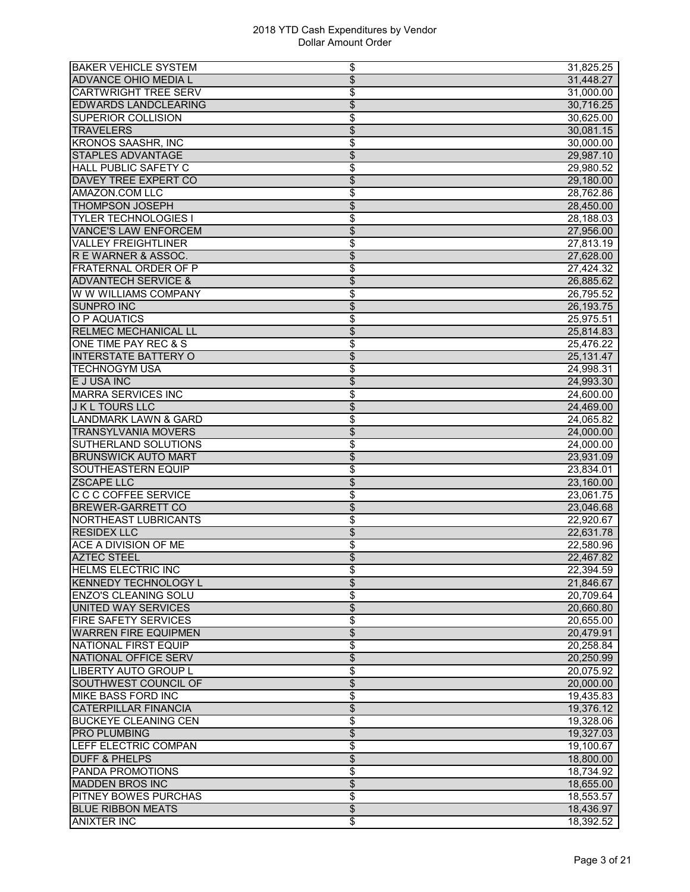# 2018 YTD Cash Expenditures by Vendor
## Dollar Amount Order

| Vendor | | Amount |
|---|---|---|
| BAKER VEHICLE SYSTEM | $ | 31,825.25 |
| ADVANCE OHIO MEDIA L | $ | 31,448.27 |
| CARTWRIGHT TREE SERV | $ | 31,000.00 |
| EDWARDS LANDCLEARING | $ | 30,716.25 |
| SUPERIOR COLLISION | $ | 30,625.00 |
| TRAVELERS | $ | 30,081.15 |
| KRONOS SAASHR, INC | $ | 30,000.00 |
| STAPLES ADVANTAGE | $ | 29,987.10 |
| HALL PUBLIC SAFETY C | $ | 29,980.52 |
| DAVEY TREE EXPERT CO | $ | 29,180.00 |
| AMAZON.COM LLC | $ | 28,762.86 |
| THOMPSON JOSEPH | $ | 28,450.00 |
| TYLER TECHNOLOGIES I | $ | 28,188.03 |
| VANCE'S LAW ENFORCEM | $ | 27,956.00 |
| VALLEY FREIGHTLINER | $ | 27,813.19 |
| R E WARNER & ASSOC. | $ | 27,628.00 |
| FRATERNAL ORDER OF P | $ | 27,424.32 |
| ADVANTECH SERVICE & | $ | 26,885.62 |
| W W WILLIAMS COMPANY | $ | 26,795.52 |
| SUNPRO INC | $ | 26,193.75 |
| O P AQUATICS | $ | 25,975.51 |
| RELMEC MECHANICAL LL | $ | 25,814.83 |
| ONE TIME PAY REC & S | $ | 25,476.22 |
| INTERSTATE BATTERY O | $ | 25,131.47 |
| TECHNOGYM USA | $ | 24,998.31 |
| E J USA INC | $ | 24,993.30 |
| MARRA SERVICES INC | $ | 24,600.00 |
| J K L TOURS LLC | $ | 24,469.00 |
| LANDMARK LAWN & GARD | $ | 24,065.82 |
| TRANSYLVANIA MOVERS | $ | 24,000.00 |
| SUTHERLAND SOLUTIONS | $ | 24,000.00 |
| BRUNSWICK AUTO MART | $ | 23,931.09 |
| SOUTHEASTERN EQUIP | $ | 23,834.01 |
| ZSCAPE LLC | $ | 23,160.00 |
| C C C COFFEE SERVICE | $ | 23,061.75 |
| BREWER-GARRETT CO | $ | 23,046.68 |
| NORTHEAST LUBRICANTS | $ | 22,920.67 |
| RESIDEX LLC | $ | 22,631.78 |
| ACE A DIVISION OF ME | $ | 22,580.96 |
| AZTEC STEEL | $ | 22,467.82 |
| HELMS ELECTRIC INC | $ | 22,394.59 |
| KENNEDY TECHNOLOGY L | $ | 21,846.67 |
| ENZO'S CLEANING SOLU | $ | 20,709.64 |
| UNITED WAY SERVICES | $ | 20,660.80 |
| FIRE SAFETY SERVICES | $ | 20,655.00 |
| WARREN FIRE EQUIPMEN | $ | 20,479.91 |
| NATIONAL FIRST EQUIP | $ | 20,258.84 |
| NATIONAL OFFICE SERV | $ | 20,250.99 |
| LIBERTY AUTO GROUP L | $ | 20,075.92 |
| SOUTHWEST COUNCIL OF | $ | 20,000.00 |
| MIKE BASS FORD INC | $ | 19,435.83 |
| CATERPILLAR FINANCIA | $ | 19,376.12 |
| BUCKEYE CLEANING CEN | $ | 19,328.06 |
| PRO PLUMBING | $ | 19,327.03 |
| LEFF ELECTRIC COMPAN | $ | 19,100.67 |
| DUFF & PHELPS | $ | 18,800.00 |
| PANDA PROMOTIONS | $ | 18,734.92 |
| MADDEN BROS INC | $ | 18,655.00 |
| PITNEY BOWES PURCHAS | $ | 18,553.57 |
| BLUE RIBBON MEATS | $ | 18,436.97 |
| ANIXTER INC | $ | 18,392.52 |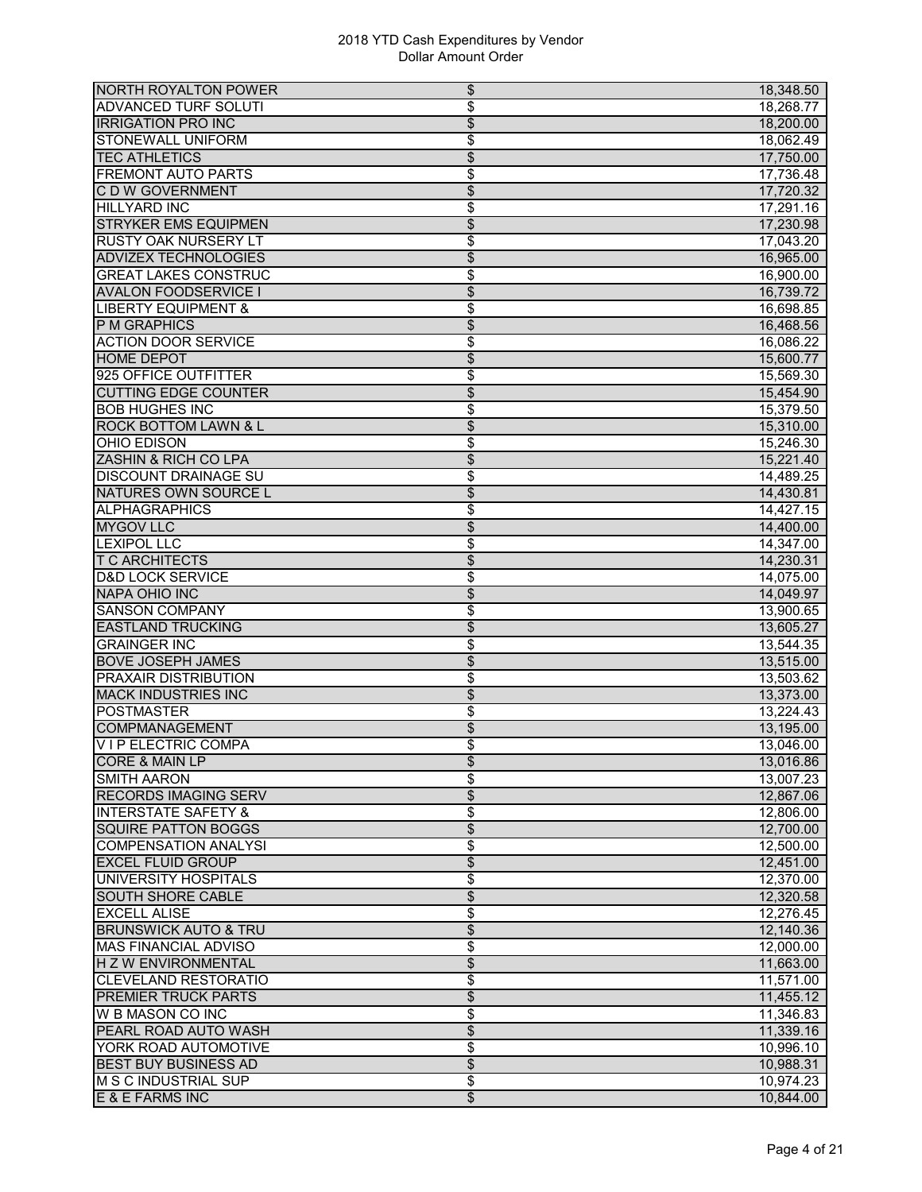2018 YTD Cash Expenditures by Vendor
Dollar Amount Order

| | | |
|---|---|---|
| NORTH ROYALTON POWER | $ | 18,348.50 |
| ADVANCED TURF SOLUTI | $ | 18,268.77 |
| IRRIGATION PRO INC | $ | 18,200.00 |
| STONEWALL UNIFORM | $ | 18,062.49 |
| TEC ATHLETICS | $ | 17,750.00 |
| FREMONT AUTO PARTS | $ | 17,736.48 |
| C D W GOVERNMENT | $ | 17,720.32 |
| HILLYARD INC | $ | 17,291.16 |
| STRYKER EMS EQUIPMEN | $ | 17,230.98 |
| RUSTY OAK NURSERY LT | $ | 17,043.20 |
| ADVIZEX TECHNOLOGIES | $ | 16,965.00 |
| GREAT LAKES CONSTRUC | $ | 16,900.00 |
| AVALON FOODSERVICE I | $ | 16,739.72 |
| LIBERTY EQUIPMENT & | $ | 16,698.85 |
| P M GRAPHICS | $ | 16,468.56 |
| ACTION DOOR SERVICE | $ | 16,086.22 |
| HOME DEPOT | $ | 15,600.77 |
| 925 OFFICE OUTFITTER | $ | 15,569.30 |
| CUTTING EDGE COUNTER | $ | 15,454.90 |
| BOB HUGHES INC | $ | 15,379.50 |
| ROCK BOTTOM LAWN & L | $ | 15,310.00 |
| OHIO EDISON | $ | 15,246.30 |
| ZASHIN & RICH CO LPA | $ | 15,221.40 |
| DISCOUNT DRAINAGE SU | $ | 14,489.25 |
| NATURES OWN SOURCE L | $ | 14,430.81 |
| ALPHAGRAPHICS | $ | 14,427.15 |
| MYGOV LLC | $ | 14,400.00 |
| LEXIPOL LLC | $ | 14,347.00 |
| T C ARCHITECTS | $ | 14,230.31 |
| D&D LOCK SERVICE | $ | 14,075.00 |
| NAPA OHIO INC | $ | 14,049.97 |
| SANSON COMPANY | $ | 13,900.65 |
| EASTLAND TRUCKING | $ | 13,605.27 |
| GRAINGER INC | $ | 13,544.35 |
| BOVE JOSEPH JAMES | $ | 13,515.00 |
| PRAXAIR DISTRIBUTION | $ | 13,503.62 |
| MACK INDUSTRIES INC | $ | 13,373.00 |
| POSTMASTER | $ | 13,224.43 |
| COMPMANAGEMENT | $ | 13,195.00 |
| V I P ELECTRIC COMPA | $ | 13,046.00 |
| CORE & MAIN LP | $ | 13,016.86 |
| SMITH AARON | $ | 13,007.23 |
| RECORDS IMAGING SERV | $ | 12,867.06 |
| INTERSTATE SAFETY & | $ | 12,806.00 |
| SQUIRE PATTON BOGGS | $ | 12,700.00 |
| COMPENSATION ANALYSI | $ | 12,500.00 |
| EXCEL FLUID GROUP | $ | 12,451.00 |
| UNIVERSITY HOSPITALS | $ | 12,370.00 |
| SOUTH SHORE CABLE | $ | 12,320.58 |
| EXCELL ALISE | $ | 12,276.45 |
| BRUNSWICK AUTO & TRU | $ | 12,140.36 |
| MAS FINANCIAL ADVISO | $ | 12,000.00 |
| H Z W ENVIRONMENTAL | $ | 11,663.00 |
| CLEVELAND RESTORATIO | $ | 11,571.00 |
| PREMIER TRUCK PARTS | $ | 11,455.12 |
| W B MASON CO INC | $ | 11,346.83 |
| PEARL ROAD AUTO WASH | $ | 11,339.16 |
| YORK ROAD AUTOMOTIVE | $ | 10,996.10 |
| BEST BUY BUSINESS AD | $ | 10,988.31 |
| M S C INDUSTRIAL SUP | $ | 10,974.23 |
| E & E FARMS INC | $ | 10,844.00 |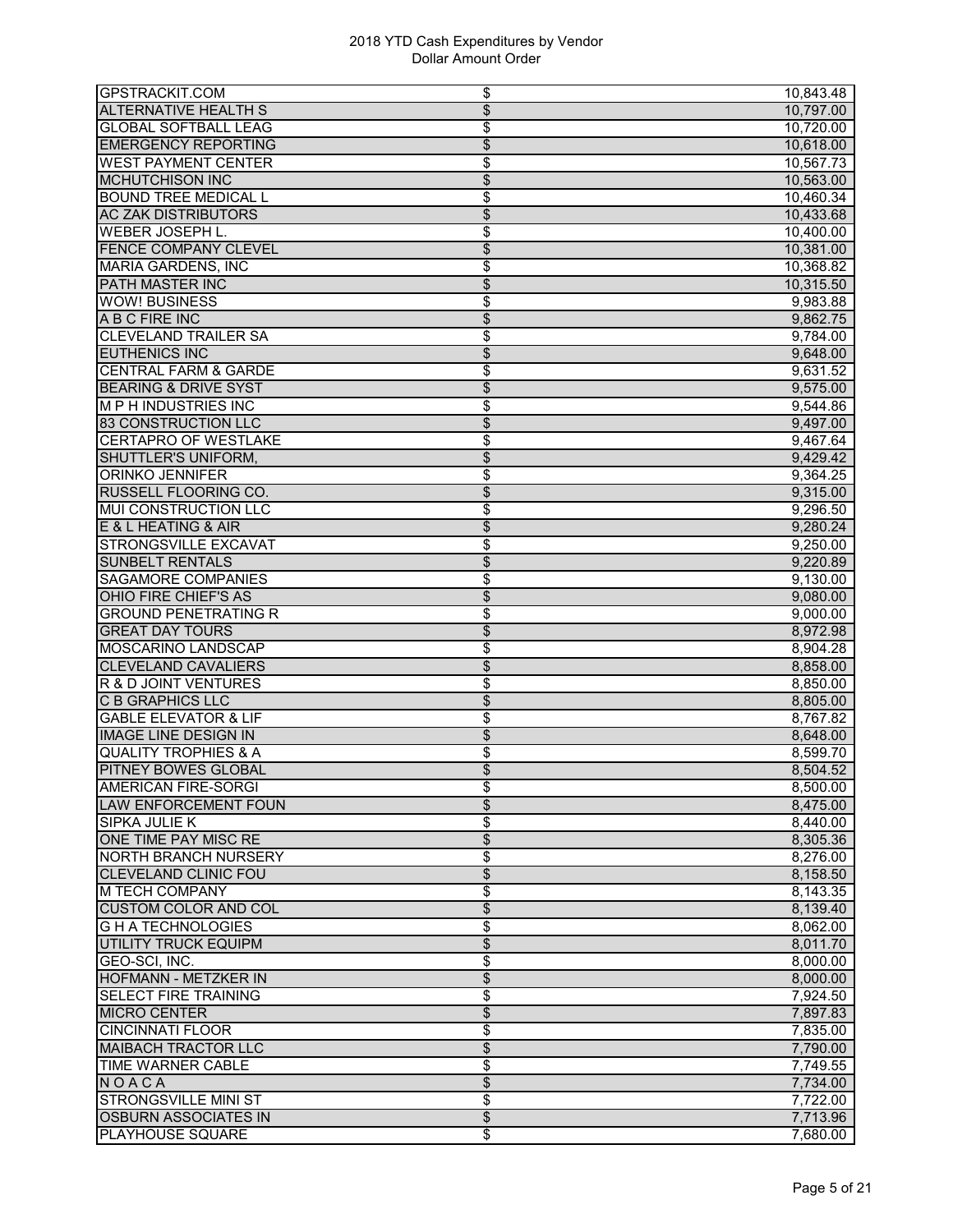| Vendor | | Amount |
|---|---|---|
| GPSTRACKIT.COM | $ | 10,843.48 |
| ALTERNATIVE HEALTH S | $ | 10,797.00 |
| GLOBAL SOFTBALL LEAG | $ | 10,720.00 |
| EMERGENCY REPORTING | $ | 10,618.00 |
| WEST PAYMENT CENTER | $ | 10,567.73 |
| MCHUTCHISON INC | $ | 10,563.00 |
| BOUND TREE MEDICAL L | $ | 10,460.34 |
| AC ZAK DISTRIBUTORS | $ | 10,433.68 |
| WEBER JOSEPH L. | $ | 10,400.00 |
| FENCE COMPANY CLEVEL | $ | 10,381.00 |
| MARIA GARDENS, INC | $ | 10,368.82 |
| PATH MASTER INC | $ | 10,315.50 |
| WOW! BUSINESS | $ | 9,983.88 |
| A B C FIRE INC | $ | 9,862.75 |
| CLEVELAND TRAILER SA | $ | 9,784.00 |
| EUTHENICS INC | $ | 9,648.00 |
| CENTRAL FARM & GARDE | $ | 9,631.52 |
| BEARING & DRIVE SYST | $ | 9,575.00 |
| M P H INDUSTRIES INC | $ | 9,544.86 |
| 83 CONSTRUCTION LLC | $ | 9,497.00 |
| CERTAPRO OF WESTLAKE | $ | 9,467.64 |
| SHUTTLER'S UNIFORM, | $ | 9,429.42 |
| ORINKO JENNIFER | $ | 9,364.25 |
| RUSSELL FLOORING CO. | $ | 9,315.00 |
| MUI CONSTRUCTION LLC | $ | 9,296.50 |
| E & L HEATING & AIR | $ | 9,280.24 |
| STRONGSVILLE EXCAVAT | $ | 9,250.00 |
| SUNBELT RENTALS | $ | 9,220.89 |
| SAGAMORE COMPANIES | $ | 9,130.00 |
| OHIO FIRE CHIEF'S AS | $ | 9,080.00 |
| GROUND PENETRATING R | $ | 9,000.00 |
| GREAT DAY TOURS | $ | 8,972.98 |
| MOSCARINO LANDSCAP | $ | 8,904.28 |
| CLEVELAND CAVALIERS | $ | 8,858.00 |
| R & D JOINT VENTURES | $ | 8,850.00 |
| C B GRAPHICS LLC | $ | 8,805.00 |
| GABLE ELEVATOR & LIF | $ | 8,767.82 |
| IMAGE LINE DESIGN IN | $ | 8,648.00 |
| QUALITY TROPHIES & A | $ | 8,599.70 |
| PITNEY BOWES GLOBAL | $ | 8,504.52 |
| AMERICAN FIRE-SORGI | $ | 8,500.00 |
| LAW ENFORCEMENT FOUN | $ | 8,475.00 |
| SIPKA JULIE K | $ | 8,440.00 |
| ONE TIME PAY MISC RE | $ | 8,305.36 |
| NORTH BRANCH NURSERY | $ | 8,276.00 |
| CLEVELAND CLINIC FOU | $ | 8,158.50 |
| M TECH COMPANY | $ | 8,143.35 |
| CUSTOM COLOR AND COL | $ | 8,139.40 |
| G H A TECHNOLOGIES | $ | 8,062.00 |
| UTILITY TRUCK EQUIPM | $ | 8,011.70 |
| GEO-SCI, INC. | $ | 8,000.00 |
| HOFMANN - METZKER IN | $ | 8,000.00 |
| SELECT FIRE TRAINING | $ | 7,924.50 |
| MICRO CENTER | $ | 7,897.83 |
| CINCINNATI FLOOR | $ | 7,835.00 |
| MAIBACH TRACTOR LLC | $ | 7,790.00 |
| TIME WARNER CABLE | $ | 7,749.55 |
| N O A C A | $ | 7,734.00 |
| STRONGSVILLE MINI ST | $ | 7,722.00 |
| OSBURN ASSOCIATES IN | $ | 7,713.96 |
| PLAYHOUSE SQUARE | $ | 7,680.00 |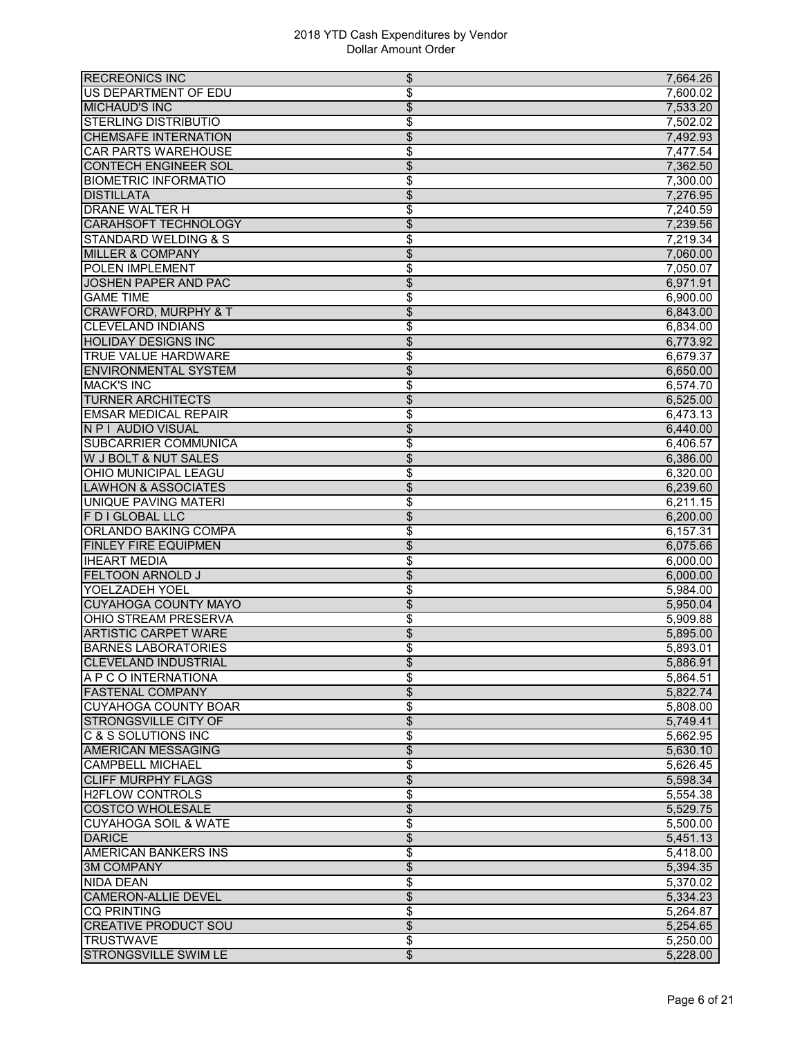2018 YTD Cash Expenditures by Vendor
Dollar Amount Order

| Vendor | | Amount |
|---|---|---|
| RECREONICS INC | $ | 7,664.26 |
| US DEPARTMENT OF EDU | $ | 7,600.02 |
| MICHAUD'S INC | $ | 7,533.20 |
| STERLING DISTRIBUTIO | $ | 7,502.02 |
| CHEMSAFE INTERNATION | $ | 7,492.93 |
| CAR PARTS WAREHOUSE | $ | 7,477.54 |
| CONTECH ENGINEER SOL | $ | 7,362.50 |
| BIOMETRIC INFORMATIO | $ | 7,300.00 |
| DISTILLATA | $ | 7,276.95 |
| DRANE WALTER H | $ | 7,240.59 |
| CARAHSOFT TECHNOLOGY | $ | 7,239.56 |
| STANDARD WELDING & S | $ | 7,219.34 |
| MILLER & COMPANY | $ | 7,060.00 |
| POLEN IMPLEMENT | $ | 7,050.07 |
| JOSHEN PAPER AND PAC | $ | 6,971.91 |
| GAME TIME | $ | 6,900.00 |
| CRAWFORD, MURPHY & T | $ | 6,843.00 |
| CLEVELAND INDIANS | $ | 6,834.00 |
| HOLIDAY DESIGNS INC | $ | 6,773.92 |
| TRUE VALUE HARDWARE | $ | 6,679.37 |
| ENVIRONMENTAL SYSTEM | $ | 6,650.00 |
| MACK'S INC | $ | 6,574.70 |
| TURNER ARCHITECTS | $ | 6,525.00 |
| EMSAR MEDICAL REPAIR | $ | 6,473.13 |
| N P I AUDIO VISUAL | $ | 6,440.00 |
| SUBCARRIER COMMUNICA | $ | 6,406.57 |
| W J BOLT & NUT SALES | $ | 6,386.00 |
| OHIO MUNICIPAL LEAGU | $ | 6,320.00 |
| LAWHON & ASSOCIATES | $ | 6,239.60 |
| UNIQUE PAVING MATERI | $ | 6,211.15 |
| F D I GLOBAL LLC | $ | 6,200.00 |
| ORLANDO BAKING COMPA | $ | 6,157.31 |
| FINLEY FIRE EQUIPMEN | $ | 6,075.66 |
| IHEART MEDIA | $ | 6,000.00 |
| FELTOON ARNOLD J | $ | 6,000.00 |
| YOELZADEH YOEL | $ | 5,984.00 |
| CUYAHOGA COUNTY MAYO | $ | 5,950.04 |
| OHIO STREAM PRESERVA | $ | 5,909.88 |
| ARTISTIC CARPET WARE | $ | 5,895.00 |
| BARNES LABORATORIES | $ | 5,893.01 |
| CLEVELAND INDUSTRIAL | $ | 5,886.91 |
| A P C O INTERNATIONA | $ | 5,864.51 |
| FASTENAL COMPANY | $ | 5,822.74 |
| CUYAHOGA COUNTY BOAR | $ | 5,808.00 |
| STRONGSVILLE CITY OF | $ | 5,749.41 |
| C & S SOLUTIONS INC | $ | 5,662.95 |
| AMERICAN MESSAGING | $ | 5,630.10 |
| CAMPBELL MICHAEL | $ | 5,626.45 |
| CLIFF MURPHY FLAGS | $ | 5,598.34 |
| H2FLOW CONTROLS | $ | 5,554.38 |
| COSTCO WHOLESALE | $ | 5,529.75 |
| CUYAHOGA SOIL & WATE | $ | 5,500.00 |
| DARICE | $ | 5,451.13 |
| AMERICAN BANKERS INS | $ | 5,418.00 |
| 3M COMPANY | $ | 5,394.35 |
| NIDA DEAN | $ | 5,370.02 |
| CAMERON-ALLIE DEVEL | $ | 5,334.23 |
| CQ PRINTING | $ | 5,264.87 |
| CREATIVE PRODUCT SOU | $ | 5,254.65 |
| TRUSTWAVE | $ | 5,250.00 |
| STRONGSVILLE SWIM LE | $ | 5,228.00 |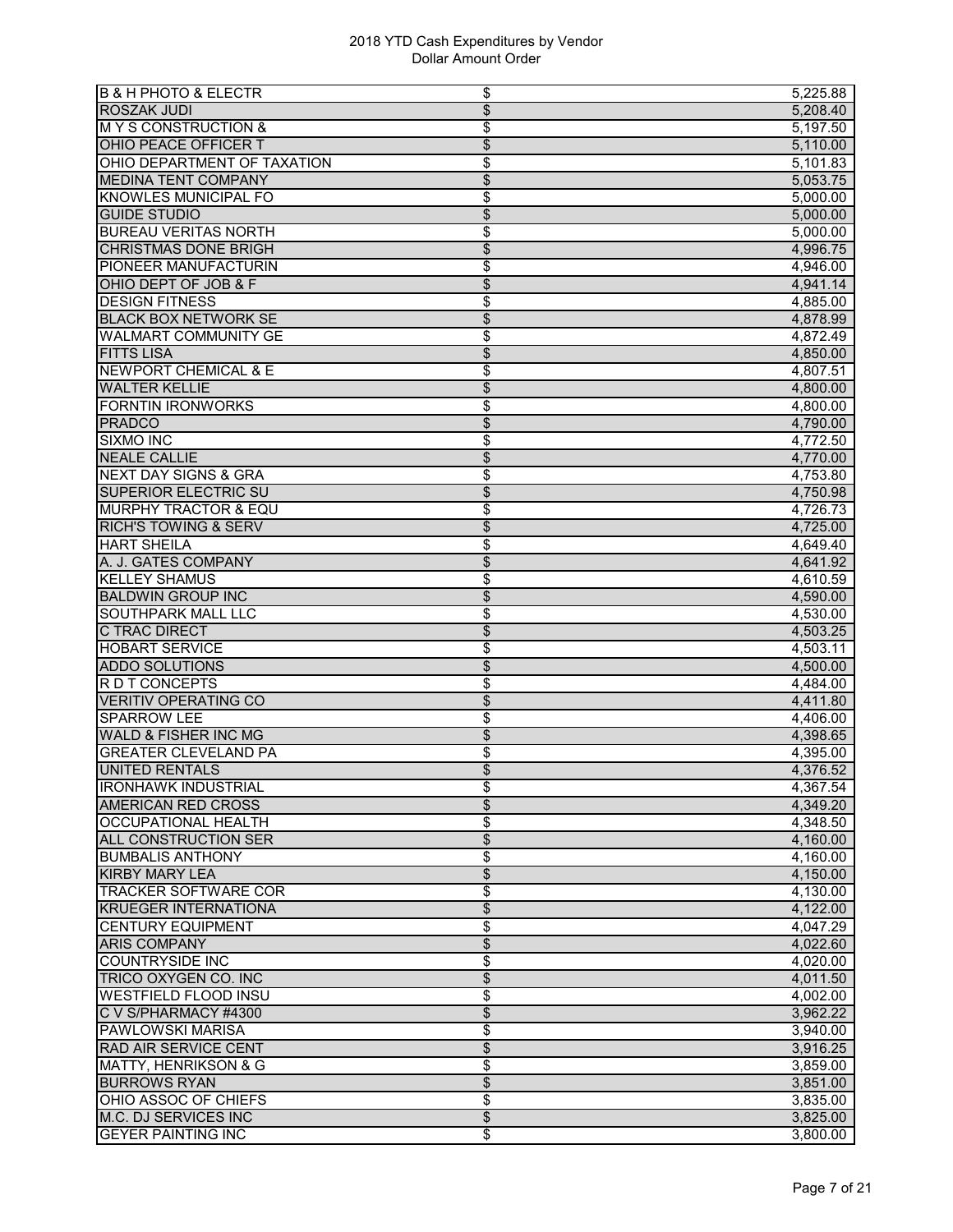# 2018 YTD Cash Expenditures by Vendor
Dollar Amount Order

| | | |
|---|---|---|
| B & H PHOTO & ELECTR | $ | 5,225.88 |
| ROSZAK JUDI | $ | 5,208.40 |
| M Y S CONSTRUCTION & | $ | 5,197.50 |
| OHIO PEACE OFFICER T | $ | 5,110.00 |
| OHIO DEPARTMENT OF TAXATION | $ | 5,101.83 |
| MEDINA TENT COMPANY | $ | 5,053.75 |
| KNOWLES MUNICIPAL FO | $ | 5,000.00 |
| GUIDE STUDIO | $ | 5,000.00 |
| BUREAU VERITAS NORTH | $ | 5,000.00 |
| CHRISTMAS DONE BRIGH | $ | 4,996.75 |
| PIONEER MANUFACTURIN | $ | 4,946.00 |
| OHIO DEPT OF JOB & F | $ | 4,941.14 |
| DESIGN FITNESS | $ | 4,885.00 |
| BLACK BOX NETWORK SE | $ | 4,878.99 |
| WALMART COMMUNITY GE | $ | 4,872.49 |
| FITTS LISA | $ | 4,850.00 |
| NEWPORT CHEMICAL & E | $ | 4,807.51 |
| WALTER KELLIE | $ | 4,800.00 |
| FORNTIN IRONWORKS | $ | 4,800.00 |
| PRADCO | $ | 4,790.00 |
| SIXMO INC | $ | 4,772.50 |
| NEALE CALLIE | $ | 4,770.00 |
| NEXT DAY SIGNS & GRA | $ | 4,753.80 |
| SUPERIOR ELECTRIC SU | $ | 4,750.98 |
| MURPHY TRACTOR & EQU | $ | 4,726.73 |
| RICH'S TOWING & SERV | $ | 4,725.00 |
| HART SHEILA | $ | 4,649.40 |
| A. J. GATES COMPANY | $ | 4,641.92 |
| KELLEY SHAMUS | $ | 4,610.59 |
| BALDWIN GROUP INC | $ | 4,590.00 |
| SOUTHPARK MALL LLC | $ | 4,530.00 |
| C TRAC DIRECT | $ | 4,503.25 |
| HOBART SERVICE | $ | 4,503.11 |
| ADDO SOLUTIONS | $ | 4,500.00 |
| R D T CONCEPTS | $ | 4,484.00 |
| VERITIV OPERATING CO | $ | 4,411.80 |
| SPARROW LEE | $ | 4,406.00 |
| WALD & FISHER INC MG | $ | 4,398.65 |
| GREATER CLEVELAND PA | $ | 4,395.00 |
| UNITED RENTALS | $ | 4,376.52 |
| IRONHAWK INDUSTRIAL | $ | 4,367.54 |
| AMERICAN RED CROSS | $ | 4,349.20 |
| OCCUPATIONAL HEALTH | $ | 4,348.50 |
| ALL CONSTRUCTION SER | $ | 4,160.00 |
| BUMBALIS ANTHONY | $ | 4,160.00 |
| KIRBY MARY LEA | $ | 4,150.00 |
| TRACKER SOFTWARE COR | $ | 4,130.00 |
| KRUEGER INTERNATIONA | $ | 4,122.00 |
| CENTURY EQUIPMENT | $ | 4,047.29 |
| ARIS COMPANY | $ | 4,022.60 |
| COUNTRYSIDE INC | $ | 4,020.00 |
| TRICO OXYGEN CO. INC | $ | 4,011.50 |
| WESTFIELD FLOOD INSU | $ | 4,002.00 |
| C V S/PHARMACY #4300 | $ | 3,962.22 |
| PAWLOWSKI MARISA | $ | 3,940.00 |
| RAD AIR SERVICE CENT | $ | 3,916.25 |
| MATTY, HENRIKSON & G | $ | 3,859.00 |
| BURROWS RYAN | $ | 3,851.00 |
| OHIO ASSOC OF CHIEFS | $ | 3,835.00 |
| M.C. DJ SERVICES INC | $ | 3,825.00 |
| GEYER PAINTING INC | $ | 3,800.00 |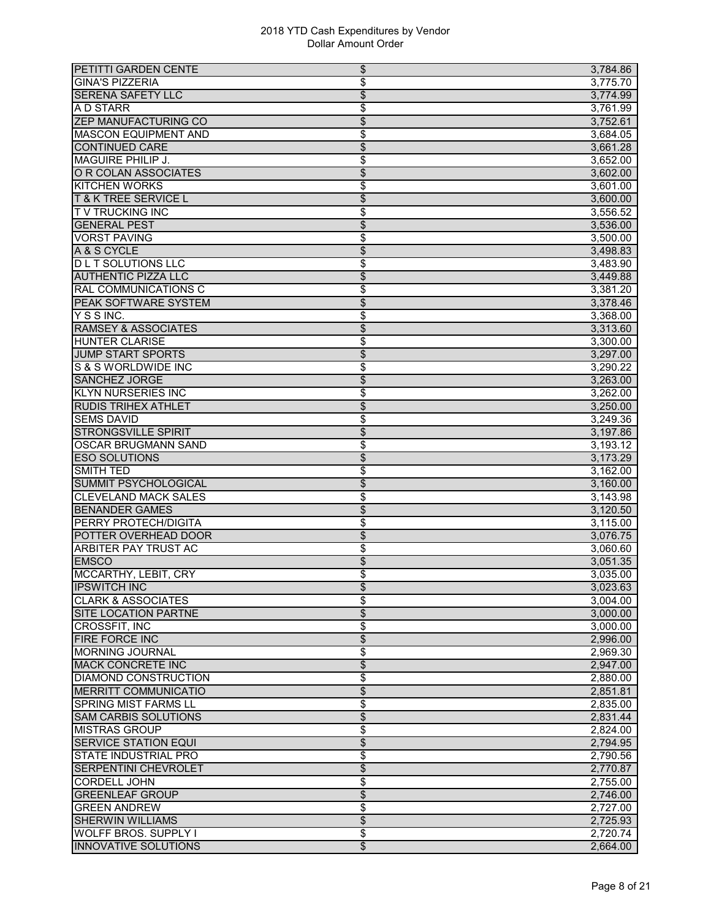2018 YTD Cash Expenditures by Vendor
Dollar Amount Order

| | | |
|---|---|---|
| PETITTI GARDEN CENTE | $ | 3,784.86 |
| GINA'S PIZZERIA | $ | 3,775.70 |
| SERENA SAFETY LLC | $ | 3,774.99 |
| A D STARR | $ | 3,761.99 |
| ZEP MANUFACTURING CO | $ | 3,752.61 |
| MASCON EQUIPMENT AND | $ | 3,684.05 |
| CONTINUED CARE | $ | 3,661.28 |
| MAGUIRE PHILIP J. | $ | 3,652.00 |
| O R COLAN ASSOCIATES | $ | 3,602.00 |
| KITCHEN WORKS | $ | 3,601.00 |
| T & K TREE SERVICE L | $ | 3,600.00 |
| T V TRUCKING INC | $ | 3,556.52 |
| GENERAL PEST | $ | 3,536.00 |
| VORST PAVING | $ | 3,500.00 |
| A & S CYCLE | $ | 3,498.83 |
| D L T SOLUTIONS LLC | $ | 3,483.90 |
| AUTHENTIC PIZZA LLC | $ | 3,449.88 |
| RAL COMMUNICATIONS C | $ | 3,381.20 |
| PEAK SOFTWARE SYSTEM | $ | 3,378.46 |
| Y S S INC. | $ | 3,368.00 |
| RAMSEY & ASSOCIATES | $ | 3,313.60 |
| HUNTER CLARISE | $ | 3,300.00 |
| JUMP START SPORTS | $ | 3,297.00 |
| S & S WORLDWIDE INC | $ | 3,290.22 |
| SANCHEZ JORGE | $ | 3,263.00 |
| KLYN NURSERIES INC | $ | 3,262.00 |
| RUDIS TRIHEX ATHLET | $ | 3,250.00 |
| SEMS DAVID | $ | 3,249.36 |
| STRONGSVILLE SPIRIT | $ | 3,197.86 |
| OSCAR BRUGMANN SAND | $ | 3,193.12 |
| ESO SOLUTIONS | $ | 3,173.29 |
| SMITH TED | $ | 3,162.00 |
| SUMMIT PSYCHOLOGICAL | $ | 3,160.00 |
| CLEVELAND MACK SALES | $ | 3,143.98 |
| BENANDER GAMES | $ | 3,120.50 |
| PERRY PROTECH/DIGITA | $ | 3,115.00 |
| POTTER OVERHEAD DOOR | $ | 3,076.75 |
| ARBITER PAY TRUST AC | $ | 3,060.60 |
| EMSCO | $ | 3,051.35 |
| MCCARTHY, LEBIT, CRY | $ | 3,035.00 |
| IPSWITCH INC | $ | 3,023.63 |
| CLARK & ASSOCIATES | $ | 3,004.00 |
| SITE LOCATION PARTNE | $ | 3,000.00 |
| CROSSFIT, INC | $ | 3,000.00 |
| FIRE FORCE INC | $ | 2,996.00 |
| MORNING JOURNAL | $ | 2,969.30 |
| MACK CONCRETE INC | $ | 2,947.00 |
| DIAMOND CONSTRUCTION | $ | 2,880.00 |
| MERRITT COMMUNICATIO | $ | 2,851.81 |
| SPRING MIST FARMS LL | $ | 2,835.00 |
| SAM CARBIS SOLUTIONS | $ | 2,831.44 |
| MISTRAS GROUP | $ | 2,824.00 |
| SERVICE STATION EQUI | $ | 2,794.95 |
| STATE INDUSTRIAL PRO | $ | 2,790.56 |
| SERPENTINI CHEVROLET | $ | 2,770.87 |
| CORDELL JOHN | $ | 2,755.00 |
| GREENLEAF GROUP | $ | 2,746.00 |
| GREEN ANDREW | $ | 2,727.00 |
| SHERWIN WILLIAMS | $ | 2,725.93 |
| WOLFF BROS. SUPPLY I | $ | 2,720.74 |
| INNOVATIVE SOLUTIONS | $ | 2,664.00 |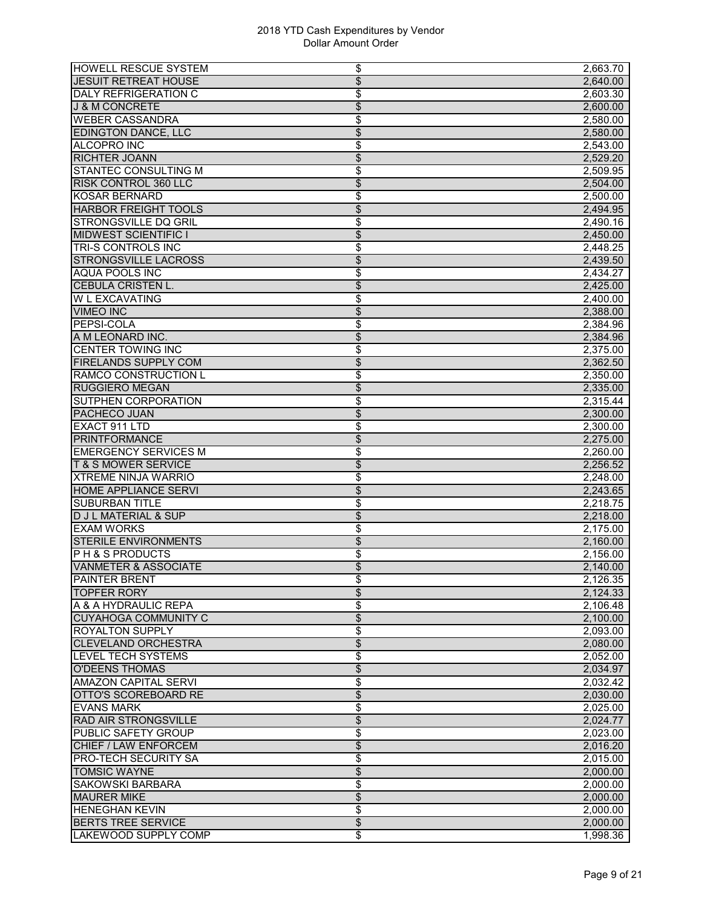# 2018 YTD Cash Expenditures by Vendor
Dollar Amount Order

| Vendor | | Amount |
|---|---|---|
| HOWELL RESCUE SYSTEM | $ | 2,663.70 |
| JESUIT RETREAT HOUSE | $ | 2,640.00 |
| DALY REFRIGERATION C | $ | 2,603.30 |
| J & M CONCRETE | $ | 2,600.00 |
| WEBER CASSANDRA | $ | 2,580.00 |
| EDINGTON DANCE, LLC | $ | 2,580.00 |
| ALCOPRO INC | $ | 2,543.00 |
| RICHTER JOANN | $ | 2,529.20 |
| STANTEC CONSULTING M | $ | 2,509.95 |
| RISK CONTROL 360 LLC | $ | 2,504.00 |
| KOSAR BERNARD | $ | 2,500.00 |
| HARBOR FREIGHT TOOLS | $ | 2,494.95 |
| STRONGSVILLE DQ GRIL | $ | 2,490.16 |
| MIDWEST SCIENTIFIC I | $ | 2,450.00 |
| TRI-S CONTROLS INC | $ | 2,448.25 |
| STRONGSVILLE LACROSS | $ | 2,439.50 |
| AQUA POOLS INC | $ | 2,434.27 |
| CEBULA CRISTEN L. | $ | 2,425.00 |
| W L EXCAVATING | $ | 2,400.00 |
| VIMEO INC | $ | 2,388.00 |
| PEPSI-COLA | $ | 2,384.96 |
| A M LEONARD INC. | $ | 2,384.96 |
| CENTER TOWING INC | $ | 2,375.00 |
| FIRELANDS SUPPLY COM | $ | 2,362.50 |
| RAMCO CONSTRUCTION L | $ | 2,350.00 |
| RUGGIERO MEGAN | $ | 2,335.00 |
| SUTPHEN CORPORATION | $ | 2,315.44 |
| PACHECO JUAN | $ | 2,300.00 |
| EXACT 911 LTD | $ | 2,300.00 |
| PRINTFORMANCE | $ | 2,275.00 |
| EMERGENCY SERVICES M | $ | 2,260.00 |
| T & S MOWER SERVICE | $ | 2,256.52 |
| XTREME NINJA WARRIO | $ | 2,248.00 |
| HOME APPLIANCE SERVI | $ | 2,243.65 |
| SUBURBAN TITLE | $ | 2,218.75 |
| D J L MATERIAL & SUP | $ | 2,218.00 |
| EXAM WORKS | $ | 2,175.00 |
| STERILE ENVIRONMENTS | $ | 2,160.00 |
| P H & S PRODUCTS | $ | 2,156.00 |
| VANMETER & ASSOCIATE | $ | 2,140.00 |
| PAINTER BRENT | $ | 2,126.35 |
| TOPFER RORY | $ | 2,124.33 |
| A & A HYDRAULIC REPA | $ | 2,106.48 |
| CUYAHOGA COMMUNITY C | $ | 2,100.00 |
| ROYALTON SUPPLY | $ | 2,093.00 |
| CLEVELAND ORCHESTRA | $ | 2,080.00 |
| LEVEL TECH SYSTEMS | $ | 2,052.00 |
| O'DEENS THOMAS | $ | 2,034.97 |
| AMAZON CAPITAL SERVI | $ | 2,032.42 |
| OTTO'S SCOREBOARD RE | $ | 2,030.00 |
| EVANS MARK | $ | 2,025.00 |
| RAD AIR STRONGSVILLE | $ | 2,024.77 |
| PUBLIC SAFETY GROUP | $ | 2,023.00 |
| CHIEF / LAW ENFORCEM | $ | 2,016.20 |
| PRO-TECH SECURITY SA | $ | 2,015.00 |
| TOMSIC WAYNE | $ | 2,000.00 |
| SAKOWSKI BARBARA | $ | 2,000.00 |
| MAURER MIKE | $ | 2,000.00 |
| HENEGHAN KEVIN | $ | 2,000.00 |
| BERTS TREE SERVICE | $ | 2,000.00 |
| LAKEWOOD SUPPLY COMP | $ | 1,998.36 |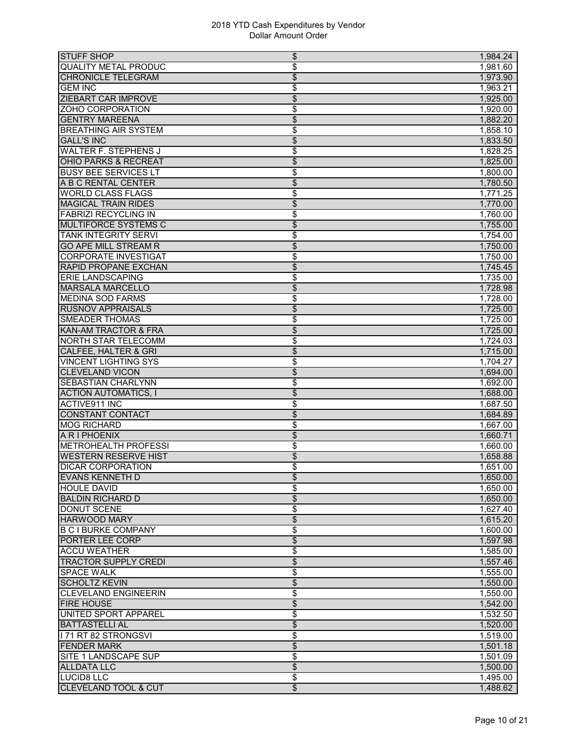2018 YTD Cash Expenditures by Vendor
Dollar Amount Order

| Vendor | | Amount |
|---|---|---|
| STUFF SHOP | $ | 1,984.24 |
| QUALITY METAL PRODUC | $ | 1,981.60 |
| CHRONICLE TELEGRAM | $ | 1,973.90 |
| GEM INC | $ | 1,963.21 |
| ZIEBART CAR IMPROVE | $ | 1,925.00 |
| ZOHO CORPORATION | $ | 1,920.00 |
| GENTRY MAREENA | $ | 1,882.20 |
| BREATHING AIR SYSTEM | $ | 1,858.10 |
| GALL'S INC | $ | 1,833.50 |
| WALTER F. STEPHENS J | $ | 1,828.25 |
| OHIO PARKS & RECREAT | $ | 1,825.00 |
| BUSY BEE SERVICES LT | $ | 1,800.00 |
| A B C RENTAL CENTER | $ | 1,780.50 |
| WORLD CLASS FLAGS | $ | 1,771.25 |
| MAGICAL TRAIN RIDES | $ | 1,770.00 |
| FABRIZI RECYCLING IN | $ | 1,760.00 |
| MULTIFORCE SYSTEMS C | $ | 1,755.00 |
| TANK INTEGRITY SERVI | $ | 1,754.00 |
| GO APE MILL STREAM R | $ | 1,750.00 |
| CORPORATE INVESTIGAT | $ | 1,750.00 |
| RAPID PROPANE EXCHAN | $ | 1,745.45 |
| ERIE LANDSCAPING | $ | 1,735.00 |
| MARSALA MARCELLO | $ | 1,728.98 |
| MEDINA SOD FARMS | $ | 1,728.00 |
| RUSNOV APPRAISALS | $ | 1,725.00 |
| SMEADER THOMAS | $ | 1,725.00 |
| KAN-AM TRACTOR & FRA | $ | 1,725.00 |
| NORTH STAR TELECOMM | $ | 1,724.03 |
| CALFEE, HALTER & GRI | $ | 1,715.00 |
| VINCENT LIGHTING SYS | $ | 1,704.27 |
| CLEVELAND VICON | $ | 1,694.00 |
| SEBASTIAN CHARLYNN | $ | 1,692.00 |
| ACTION AUTOMATICS, I | $ | 1,688.00 |
| ACTIVE911 INC | $ | 1,687.50 |
| CONSTANT CONTACT | $ | 1,684.89 |
| MOG RICHARD | $ | 1,667.00 |
| A R I PHOENIX | $ | 1,660.71 |
| METROHEALTH PROFESSI | $ | 1,660.00 |
| WESTERN RESERVE HIST | $ | 1,658.88 |
| DICAR CORPORATION | $ | 1,651.00 |
| EVANS KENNETH D | $ | 1,650.00 |
| HOULE DAVID | $ | 1,650.00 |
| BALDIN RICHARD D | $ | 1,650.00 |
| DONUT SCENE | $ | 1,627.40 |
| HARWOOD MARY | $ | 1,615.20 |
| B C I BURKE COMPANY | $ | 1,600.00 |
| PORTER LEE CORP | $ | 1,597.98 |
| ACCU WEATHER | $ | 1,585.00 |
| TRACTOR SUPPLY CREDI | $ | 1,557.46 |
| SPACE WALK | $ | 1,555.00 |
| SCHOLTZ KEVIN | $ | 1,550.00 |
| CLEVELAND ENGINEERIN | $ | 1,550.00 |
| FIRE HOUSE | $ | 1,542.00 |
| UNITED SPORT APPAREL | $ | 1,532.50 |
| BATTASTELLI AL | $ | 1,520.00 |
| I 71 RT 82 STRONGSVI | $ | 1,519.00 |
| FENDER MARK | $ | 1,501.18 |
| SITE 1 LANDSCAPE SUP | $ | 1,501.09 |
| ALLDATA LLC | $ | 1,500.00 |
| LUCID8 LLC | $ | 1,495.00 |
| CLEVELAND TOOL & CUT | $ | 1,488.62 |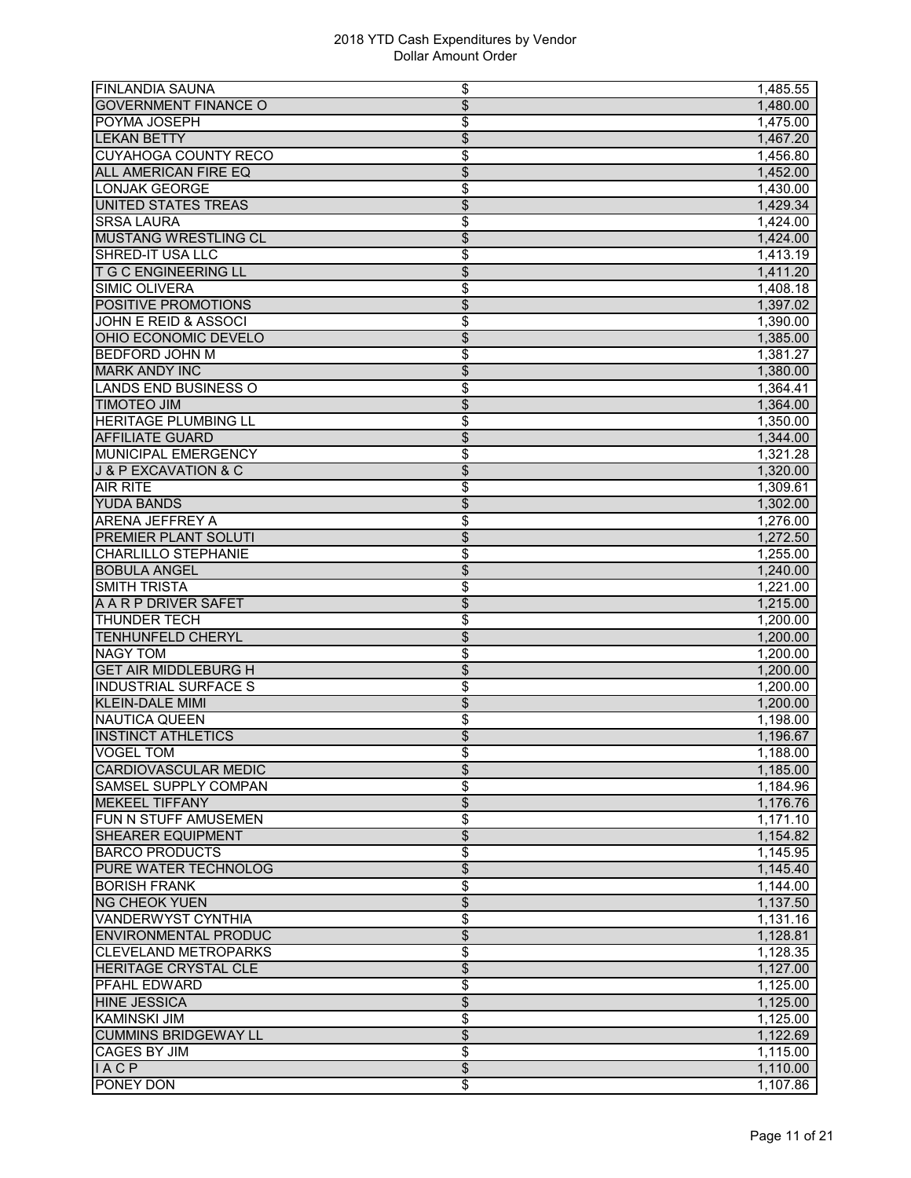# 2018 YTD Cash Expenditures by Vendor
## Dollar Amount Order

| | | |
|---|---|---|
| FINLANDIA SAUNA | $ | 1,485.55 |
| GOVERNMENT FINANCE O | $ | 1,480.00 |
| POYMA JOSEPH | $ | 1,475.00 |
| LEKAN BETTY | $ | 1,467.20 |
| CUYAHOGA COUNTY RECO | $ | 1,456.80 |
| ALL AMERICAN FIRE EQ | $ | 1,452.00 |
| LONJAK GEORGE | $ | 1,430.00 |
| UNITED STATES TREAS | $ | 1,429.34 |
| SRSA LAURA | $ | 1,424.00 |
| MUSTANG WRESTLING CL | $ | 1,424.00 |
| SHRED-IT USA LLC | $ | 1,413.19 |
| T G C ENGINEERING LL | $ | 1,411.20 |
| SIMIC OLIVERA | $ | 1,408.18 |
| POSITIVE PROMOTIONS | $ | 1,397.02 |
| JOHN E REID & ASSOCI | $ | 1,390.00 |
| OHIO ECONOMIC DEVELO | $ | 1,385.00 |
| BEDFORD JOHN M | $ | 1,381.27 |
| MARK ANDY INC | $ | 1,380.00 |
| LANDS END BUSINESS O | $ | 1,364.41 |
| TIMOTEO JIM | $ | 1,364.00 |
| HERITAGE PLUMBING LL | $ | 1,350.00 |
| AFFILIATE GUARD | $ | 1,344.00 |
| MUNICIPAL EMERGENCY | $ | 1,321.28 |
| J & P EXCAVATION & C | $ | 1,320.00 |
| AIR RITE | $ | 1,309.61 |
| YUDA BANDS | $ | 1,302.00 |
| ARENA JEFFREY A | $ | 1,276.00 |
| PREMIER PLANT SOLUTI | $ | 1,272.50 |
| CHARLILLO STEPHANIE | $ | 1,255.00 |
| BOBULA ANGEL | $ | 1,240.00 |
| SMITH TRISTA | $ | 1,221.00 |
| A A R P DRIVER SAFET | $ | 1,215.00 |
| THUNDER TECH | $ | 1,200.00 |
| TENHUNFELD CHERYL | $ | 1,200.00 |
| NAGY TOM | $ | 1,200.00 |
| GET AIR MIDDLEBURG H | $ | 1,200.00 |
| INDUSTRIAL SURFACE S | $ | 1,200.00 |
| KLEIN-DALE MIMI | $ | 1,200.00 |
| NAUTICA QUEEN | $ | 1,198.00 |
| INSTINCT ATHLETICS | $ | 1,196.67 |
| VOGEL TOM | $ | 1,188.00 |
| CARDIOVASCULAR MEDIC | $ | 1,185.00 |
| SAMSEL SUPPLY COMPAN | $ | 1,184.96 |
| MEKEEL TIFFANY | $ | 1,176.76 |
| FUN N STUFF AMUSEMEN | $ | 1,171.10 |
| SHEARER EQUIPMENT | $ | 1,154.82 |
| BARCO PRODUCTS | $ | 1,145.95 |
| PURE WATER TECHNOLOG | $ | 1,145.40 |
| BORISH FRANK | $ | 1,144.00 |
| NG CHEOK YUEN | $ | 1,137.50 |
| VANDERWYST CYNTHIA | $ | 1,131.16 |
| ENVIRONMENTAL PRODUC | $ | 1,128.81 |
| CLEVELAND METROPARKS | $ | 1,128.35 |
| HERITAGE CRYSTAL CLE | $ | 1,127.00 |
| PFAHL EDWARD | $ | 1,125.00 |
| HINE JESSICA | $ | 1,125.00 |
| KAMINSKI JIM | $ | 1,125.00 |
| CUMMINS BRIDGEWAY LL | $ | 1,122.69 |
| CAGES BY JIM | $ | 1,115.00 |
| I A C P | $ | 1,110.00 |
| PONEY DON | $ | 1,107.86 |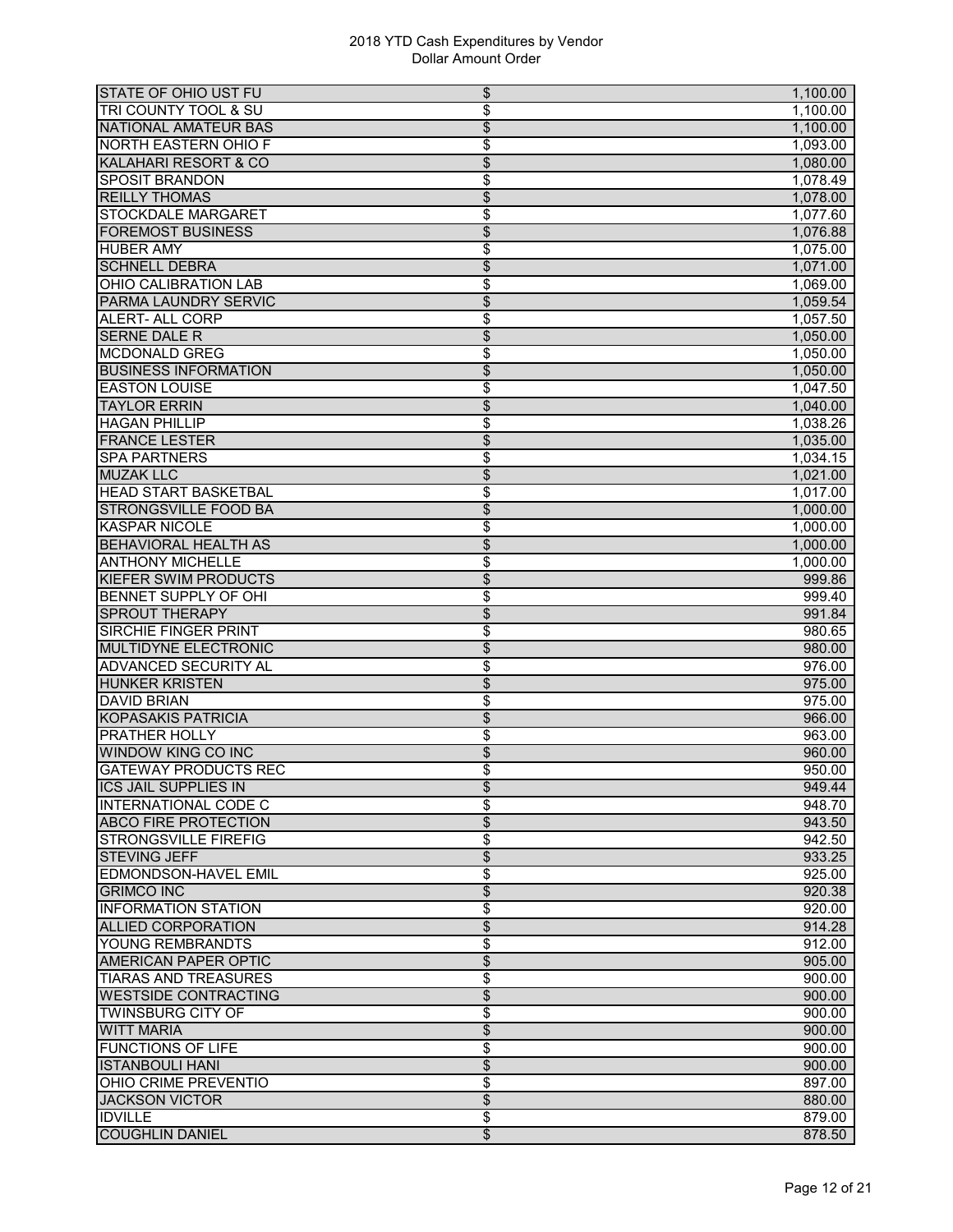# 2018 YTD Cash Expenditures by Vendor
## Dollar Amount Order

| Vendor | | Amount |
|---|---|---|
| STATE OF OHIO UST FU | $ | 1,100.00 |
| TRI COUNTY TOOL & SU | $ | 1,100.00 |
| NATIONAL AMATEUR BAS | $ | 1,100.00 |
| NORTH EASTERN OHIO F | $ | 1,093.00 |
| KALAHARI RESORT & CO | $ | 1,080.00 |
| SPOSIT BRANDON | $ | 1,078.49 |
| REILLY THOMAS | $ | 1,078.00 |
| STOCKDALE MARGARET | $ | 1,077.60 |
| FOREMOST BUSINESS | $ | 1,076.88 |
| HUBER AMY | $ | 1,075.00 |
| SCHNELL DEBRA | $ | 1,071.00 |
| OHIO CALIBRATION LAB | $ | 1,069.00 |
| PARMA LAUNDRY SERVIC | $ | 1,059.54 |
| ALERT- ALL CORP | $ | 1,057.50 |
| SERNE DALE R | $ | 1,050.00 |
| MCDONALD GREG | $ | 1,050.00 |
| BUSINESS INFORMATION | $ | 1,050.00 |
| EASTON LOUISE | $ | 1,047.50 |
| TAYLOR ERRIN | $ | 1,040.00 |
| HAGAN PHILLIP | $ | 1,038.26 |
| FRANCE LESTER | $ | 1,035.00 |
| SPA PARTNERS | $ | 1,034.15 |
| MUZAK LLC | $ | 1,021.00 |
| HEAD START BASKETBAL | $ | 1,017.00 |
| STRONGSVILLE FOOD BA | $ | 1,000.00 |
| KASPAR NICOLE | $ | 1,000.00 |
| BEHAVIORAL HEALTH AS | $ | 1,000.00 |
| ANTHONY MICHELLE | $ | 1,000.00 |
| KIEFER SWIM PRODUCTS | $ | 999.86 |
| BENNET SUPPLY OF OHI | $ | 999.40 |
| SPROUT THERAPY | $ | 991.84 |
| SIRCHIE FINGER PRINT | $ | 980.65 |
| MULTIDYNE ELECTRONIC | $ | 980.00 |
| ADVANCED SECURITY AL | $ | 976.00 |
| HUNKER KRISTEN | $ | 975.00 |
| DAVID BRIAN | $ | 975.00 |
| KOPASAKIS PATRICIA | $ | 966.00 |
| PRATHER HOLLY | $ | 963.00 |
| WINDOW KING CO INC | $ | 960.00 |
| GATEWAY PRODUCTS REC | $ | 950.00 |
| ICS JAIL SUPPLIES IN | $ | 949.44 |
| INTERNATIONAL CODE C | $ | 948.70 |
| ABCO FIRE PROTECTION | $ | 943.50 |
| STRONGSVILLE FIREFIG | $ | 942.50 |
| STEVING JEFF | $ | 933.25 |
| EDMONDSON-HAVEL EMIL | $ | 925.00 |
| GRIMCO INC | $ | 920.38 |
| INFORMATION STATION | $ | 920.00 |
| ALLIED CORPORATION | $ | 914.28 |
| YOUNG REMBRANDTS | $ | 912.00 |
| AMERICAN PAPER OPTIC | $ | 905.00 |
| TIARAS AND TREASURES | $ | 900.00 |
| WESTSIDE CONTRACTING | $ | 900.00 |
| TWINSBURG CITY OF | $ | 900.00 |
| WITT MARIA | $ | 900.00 |
| FUNCTIONS OF LIFE | $ | 900.00 |
| ISTANBOULI HANI | $ | 900.00 |
| OHIO CRIME PREVENTIO | $ | 897.00 |
| JACKSON VICTOR | $ | 880.00 |
| IDVILLE | $ | 879.00 |
| COUGHLIN DANIEL | $ | 878.50 |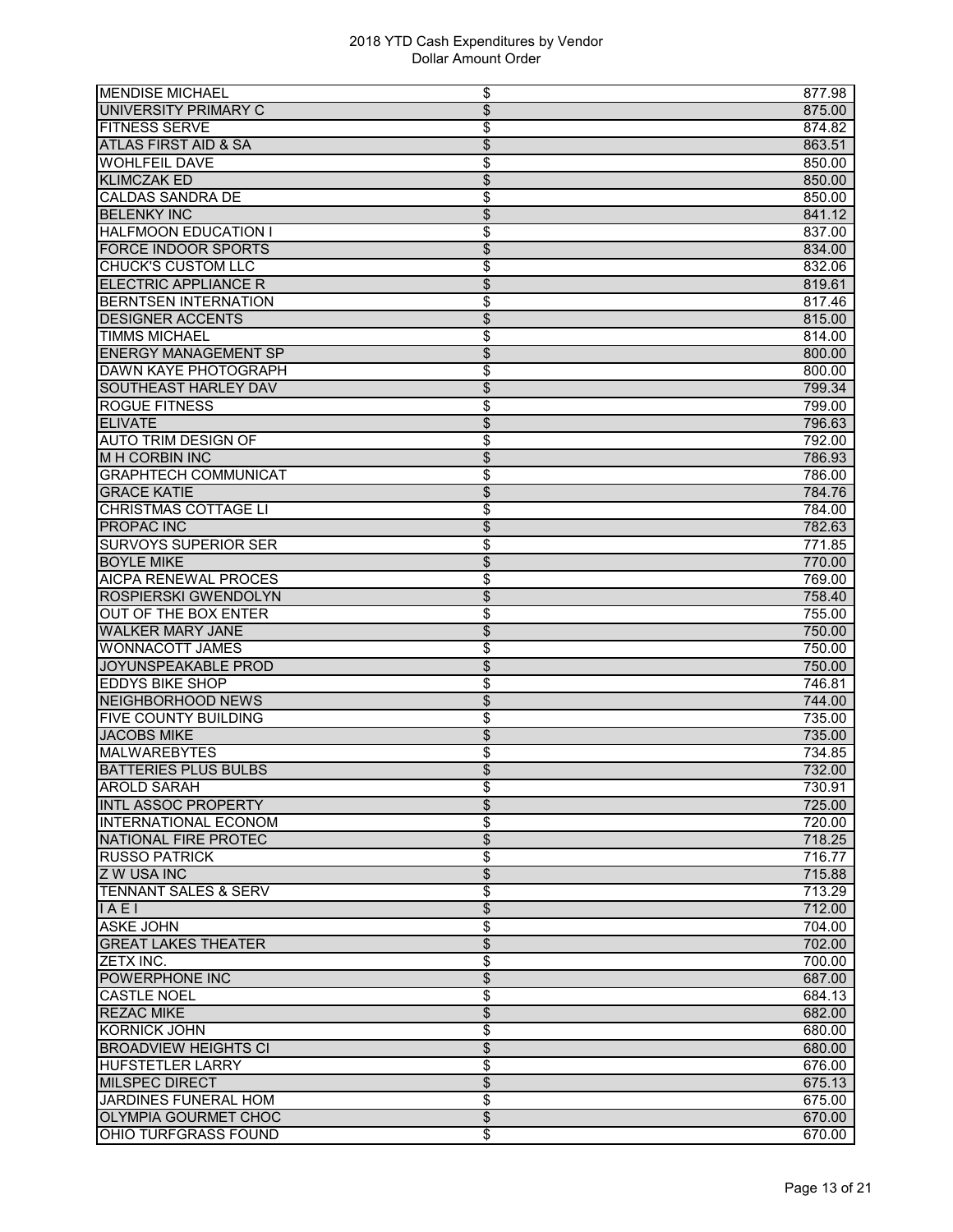# 2018 YTD Cash Expenditures by Vendor
## Dollar Amount Order

| Vendor | | Amount |
|---|---|---|
| MENDISE MICHAEL | $ | 877.98 |
| UNIVERSITY PRIMARY C | $ | 875.00 |
| FITNESS SERVE | $ | 874.82 |
| ATLAS FIRST AID & SA | $ | 863.51 |
| WOHLFEIL DAVE | $ | 850.00 |
| KLIMCZAK ED | $ | 850.00 |
| CALDAS SANDRA DE | $ | 850.00 |
| BELENKY INC | $ | 841.12 |
| HALFMOON EDUCATION I | $ | 837.00 |
| FORCE INDOOR SPORTS | $ | 834.00 |
| CHUCK'S CUSTOM LLC | $ | 832.06 |
| ELECTRIC APPLIANCE R | $ | 819.61 |
| BERNTSEN INTERNATION | $ | 817.46 |
| DESIGNER ACCENTS | $ | 815.00 |
| TIMMS MICHAEL | $ | 814.00 |
| ENERGY MANAGEMENT SP | $ | 800.00 |
| DAWN KAYE PHOTOGRAPH | $ | 800.00 |
| SOUTHEAST HARLEY DAV | $ | 799.34 |
| ROGUE FITNESS | $ | 799.00 |
| ELIVATE | $ | 796.63 |
| AUTO TRIM DESIGN OF | $ | 792.00 |
| M H CORBIN INC | $ | 786.93 |
| GRAPHTECH COMMUNICAT | $ | 786.00 |
| GRACE KATIE | $ | 784.76 |
| CHRISTMAS COTTAGE LI | $ | 784.00 |
| PROPAC INC | $ | 782.63 |
| SURVOYS SUPERIOR SER | $ | 771.85 |
| BOYLE MIKE | $ | 770.00 |
| AICPA RENEWAL PROCES | $ | 769.00 |
| ROSPIERSKI GWENDOLYN | $ | 758.40 |
| OUT OF THE BOX ENTER | $ | 755.00 |
| WALKER MARY JANE | $ | 750.00 |
| WONNACOTT JAMES | $ | 750.00 |
| JOYUNSPEAKABLE PROD | $ | 750.00 |
| EDDYS BIKE SHOP | $ | 746.81 |
| NEIGHBORHOOD NEWS | $ | 744.00 |
| FIVE COUNTY BUILDING | $ | 735.00 |
| JACOBS MIKE | $ | 735.00 |
| MALWAREBYTES | $ | 734.85 |
| BATTERIES PLUS BULBS | $ | 732.00 |
| AROLD SARAH | $ | 730.91 |
| INTL ASSOC PROPERTY | $ | 725.00 |
| INTERNATIONAL ECONOM | $ | 720.00 |
| NATIONAL FIRE PROTEC | $ | 718.25 |
| RUSSO PATRICK | $ | 716.77 |
| Z W USA INC | $ | 715.88 |
| TENNANT SALES & SERV | $ | 713.29 |
| I A E I | $ | 712.00 |
| ASKE JOHN | $ | 704.00 |
| GREAT LAKES THEATER | $ | 702.00 |
| ZETX INC. | $ | 700.00 |
| POWERPHONE INC | $ | 687.00 |
| CASTLE NOEL | $ | 684.13 |
| REZAC MIKE | $ | 682.00 |
| KORNICK JOHN | $ | 680.00 |
| BROADVIEW HEIGHTS CI | $ | 680.00 |
| HUFSTETLER LARRY | $ | 676.00 |
| MILSPEC DIRECT | $ | 675.13 |
| JARDINES FUNERAL HOM | $ | 675.00 |
| OLYMPIA GOURMET CHOC | $ | 670.00 |
| OHIO TURFGRASS FOUND | $ | 670.00 |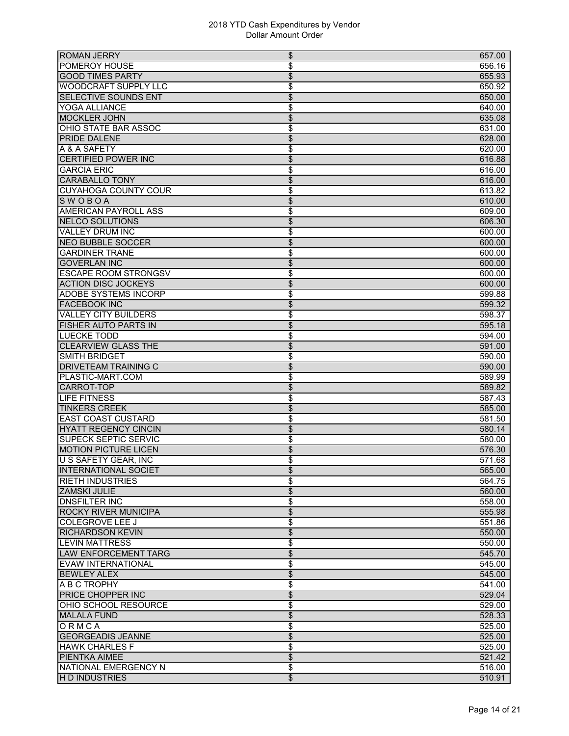2018 YTD Cash Expenditures by Vendor
Dollar Amount Order

| | | |
|---|---|---|
| ROMAN JERRY | $ | 657.00 |
| POMEROY HOUSE | $ | 656.16 |
| GOOD TIMES PARTY | $ | 655.93 |
| WOODCRAFT SUPPLY LLC | $ | 650.92 |
| SELECTIVE SOUNDS ENT | $ | 650.00 |
| YOGA ALLIANCE | $ | 640.00 |
| MOCKLER JOHN | $ | 635.08 |
| OHIO STATE BAR ASSOC | $ | 631.00 |
| PRIDE DALENE | $ | 628.00 |
| A & A SAFETY | $ | 620.00 |
| CERTIFIED POWER INC | $ | 616.88 |
| GARCIA ERIC | $ | 616.00 |
| CARABALLO TONY | $ | 616.00 |
| CUYAHOGA COUNTY COUR | $ | 613.82 |
| S W O B O A | $ | 610.00 |
| AMERICAN PAYROLL ASS | $ | 609.00 |
| NELCO SOLUTIONS | $ | 606.30 |
| VALLEY DRUM INC | $ | 600.00 |
| NEO BUBBLE SOCCER | $ | 600.00 |
| GARDINER TRANE | $ | 600.00 |
| GOVERLAN INC | $ | 600.00 |
| ESCAPE ROOM STRONGSV | $ | 600.00 |
| ACTION DISC JOCKEYS | $ | 600.00 |
| ADOBE SYSTEMS INCORP | $ | 599.88 |
| FACEBOOK INC | $ | 599.32 |
| VALLEY CITY BUILDERS | $ | 598.37 |
| FISHER AUTO PARTS IN | $ | 595.18 |
| LUECKE TODD | $ | 594.00 |
| CLEARVIEW GLASS THE | $ | 591.00 |
| SMITH BRIDGET | $ | 590.00 |
| DRIVETEAM TRAINING C | $ | 590.00 |
| PLASTIC-MART.COM | $ | 589.99 |
| CARROT-TOP | $ | 589.82 |
| LIFE FITNESS | $ | 587.43 |
| TINKERS CREEK | $ | 585.00 |
| EAST COAST CUSTARD | $ | 581.50 |
| HYATT REGENCY CINCIN | $ | 580.14 |
| SUPECK SEPTIC SERVIC | $ | 580.00 |
| MOTION PICTURE LICEN | $ | 576.30 |
| U S SAFETY GEAR, INC | $ | 571.68 |
| INTERNATIONAL SOCIET | $ | 565.00 |
| RIETH INDUSTRIES | $ | 564.75 |
| ZAMSKI JULIE | $ | 560.00 |
| DNSFILTER INC | $ | 558.00 |
| ROCKY RIVER MUNICIPA | $ | 555.98 |
| COLEGROVE LEE J | $ | 551.86 |
| RICHARDSON KEVIN | $ | 550.00 |
| LEVIN MATTRESS | $ | 550.00 |
| LAW ENFORCEMENT TARG | $ | 545.70 |
| EVAW INTERNATIONAL | $ | 545.00 |
| BEWLEY ALEX | $ | 545.00 |
| A B C TROPHY | $ | 541.00 |
| PRICE CHOPPER INC | $ | 529.04 |
| OHIO SCHOOL RESOURCE | $ | 529.00 |
| MALALA FUND | $ | 528.33 |
| O R M C A | $ | 525.00 |
| GEORGEADIS JEANNE | $ | 525.00 |
| HAWK CHARLES F | $ | 525.00 |
| PIENTKA AIMEE | $ | 521.42 |
| NATIONAL EMERGENCY N | $ | 516.00 |
| H D INDUSTRIES | $ | 510.91 |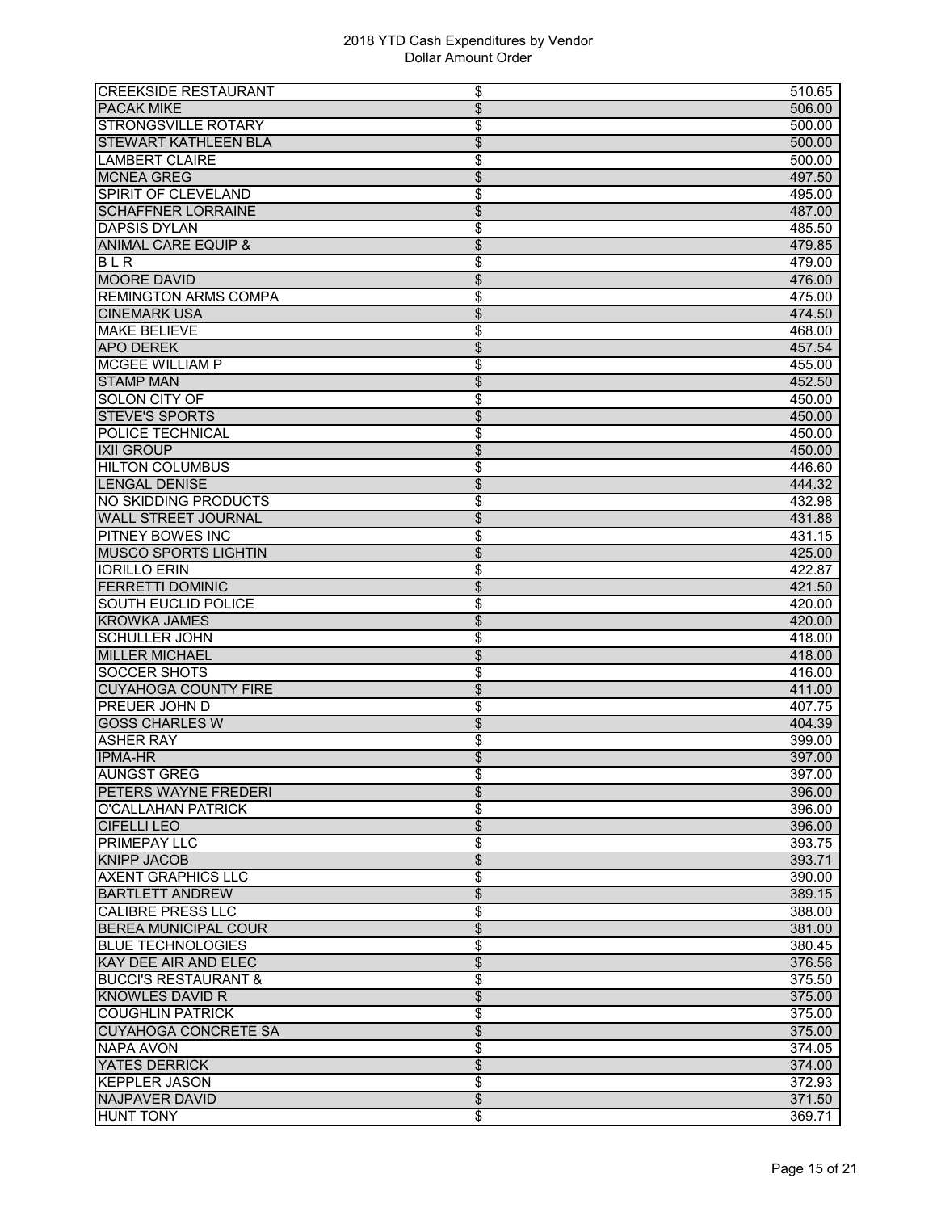| | | |
|---|---|---|
| CREEKSIDE RESTAURANT | $ | 510.65 |
| PACAK MIKE | $ | 506.00 |
| STRONGSVILLE ROTARY | $ | 500.00 |
| STEWART KATHLEEN BLA | $ | 500.00 |
| LAMBERT CLAIRE | $ | 500.00 |
| MCNEA GREG | $ | 497.50 |
| SPIRIT OF CLEVELAND | $ | 495.00 |
| SCHAFFNER LORRAINE | $ | 487.00 |
| DAPSIS DYLAN | $ | 485.50 |
| ANIMAL CARE EQUIP & | $ | 479.85 |
| B L R | $ | 479.00 |
| MOORE DAVID | $ | 476.00 |
| REMINGTON ARMS COMPA | $ | 475.00 |
| CINEMARK USA | $ | 474.50 |
| MAKE BELIEVE | $ | 468.00 |
| APO DEREK | $ | 457.54 |
| MCGEE WILLIAM P | $ | 455.00 |
| STAMP MAN | $ | 452.50 |
| SOLON CITY OF | $ | 450.00 |
| STEVE'S SPORTS | $ | 450.00 |
| POLICE TECHNICAL | $ | 450.00 |
| IXII GROUP | $ | 450.00 |
| HILTON COLUMBUS | $ | 446.60 |
| LENGAL DENISE | $ | 444.32 |
| NO SKIDDING PRODUCTS | $ | 432.98 |
| WALL STREET JOURNAL | $ | 431.88 |
| PITNEY BOWES INC | $ | 431.15 |
| MUSCO SPORTS LIGHTIN | $ | 425.00 |
| IORILLO ERIN | $ | 422.87 |
| FERRETTI DOMINIC | $ | 421.50 |
| SOUTH EUCLID POLICE | $ | 420.00 |
| KROWKA JAMES | $ | 420.00 |
| SCHULLER JOHN | $ | 418.00 |
| MILLER MICHAEL | $ | 418.00 |
| SOCCER SHOTS | $ | 416.00 |
| CUYAHOGA COUNTY FIRE | $ | 411.00 |
| PREUER JOHN D | $ | 407.75 |
| GOSS CHARLES W | $ | 404.39 |
| ASHER RAY | $ | 399.00 |
| IPMA-HR | $ | 397.00 |
| AUNGST GREG | $ | 397.00 |
| PETERS WAYNE FREDERI | $ | 396.00 |
| O'CALLAHAN PATRICK | $ | 396.00 |
| CIFELLI LEO | $ | 396.00 |
| PRIMEPAY LLC | $ | 393.75 |
| KNIPP JACOB | $ | 393.71 |
| AXENT GRAPHICS LLC | $ | 390.00 |
| BARTLETT ANDREW | $ | 389.15 |
| CALIBRE PRESS LLC | $ | 388.00 |
| BEREA MUNICIPAL COUR | $ | 381.00 |
| BLUE TECHNOLOGIES | $ | 380.45 |
| KAY DEE AIR AND ELEC | $ | 376.56 |
| BUCCI'S RESTAURANT & | $ | 375.50 |
| KNOWLES DAVID R | $ | 375.00 |
| COUGHLIN PATRICK | $ | 375.00 |
| CUYAHOGA CONCRETE SA | $ | 375.00 |
| NAPA AVON | $ | 374.05 |
| YATES DERRICK | $ | 374.00 |
| KEPPLER JASON | $ | 372.93 |
| NAJPAVER DAVID | $ | 371.50 |
| HUNT TONY | $ | 369.71 |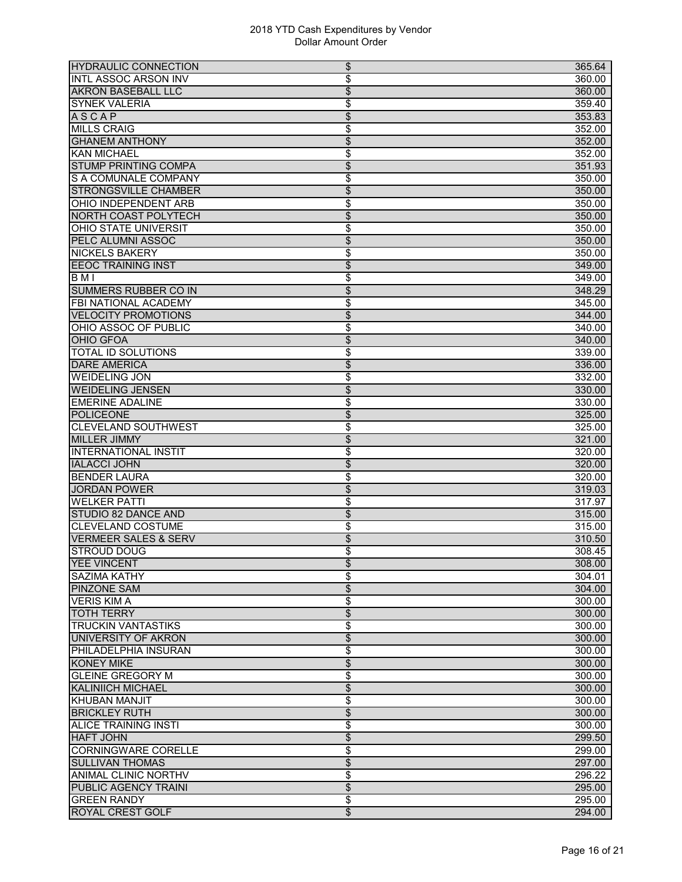# 2018 YTD Cash Expenditures by Vendor
Dollar Amount Order

| | | |
|---|---|---|
| HYDRAULIC CONNECTION | $ | 365.64 |
| INTL ASSOC ARSON INV | $ | 360.00 |
| AKRON BASEBALL LLC | $ | 360.00 |
| SYNEK VALERIA | $ | 359.40 |
| A S C A P | $ | 353.83 |
| MILLS CRAIG | $ | 352.00 |
| GHANEM ANTHONY | $ | 352.00 |
| KAN MICHAEL | $ | 352.00 |
| STUMP PRINTING COMPA | $ | 351.93 |
| S A COMUNALE COMPANY | $ | 350.00 |
| STRONGSVILLE CHAMBER | $ | 350.00 |
| OHIO INDEPENDENT ARB | $ | 350.00 |
| NORTH COAST POLYTECH | $ | 350.00 |
| OHIO STATE UNIVERSIT | $ | 350.00 |
| PELC ALUMNI ASSOC | $ | 350.00 |
| NICKELS BAKERY | $ | 350.00 |
| EEOC TRAINING INST | $ | 349.00 |
| B M I | $ | 349.00 |
| SUMMERS RUBBER CO IN | $ | 348.29 |
| FBI NATIONAL ACADEMY | $ | 345.00 |
| VELOCITY PROMOTIONS | $ | 344.00 |
| OHIO ASSOC OF PUBLIC | $ | 340.00 |
| OHIO GFOA | $ | 340.00 |
| TOTAL ID SOLUTIONS | $ | 339.00 |
| DARE AMERICA | $ | 336.00 |
| WEIDELING JON | $ | 332.00 |
| WEIDELING JENSEN | $ | 330.00 |
| EMERINE ADALINE | $ | 330.00 |
| POLICEONE | $ | 325.00 |
| CLEVELAND SOUTHWEST | $ | 325.00 |
| MILLER JIMMY | $ | 321.00 |
| INTERNATIONAL INSTIT | $ | 320.00 |
| IALACCI JOHN | $ | 320.00 |
| BENDER LAURA | $ | 320.00 |
| JORDAN POWER | $ | 319.03 |
| WELKER PATTI | $ | 317.97 |
| STUDIO 82 DANCE AND | $ | 315.00 |
| CLEVELAND COSTUME | $ | 315.00 |
| VERMEER SALES & SERV | $ | 310.50 |
| STROUD DOUG | $ | 308.45 |
| YEE VINCENT | $ | 308.00 |
| SAZIMA KATHY | $ | 304.01 |
| PINZONE SAM | $ | 304.00 |
| VERIS KIM A | $ | 300.00 |
| TOTH TERRY | $ | 300.00 |
| TRUCKIN VANTASTIKS | $ | 300.00 |
| UNIVERSITY OF AKRON | $ | 300.00 |
| PHILADELPHIA INSURAN | $ | 300.00 |
| KONEY MIKE | $ | 300.00 |
| GLEINE GREGORY M | $ | 300.00 |
| KALINIICH MICHAEL | $ | 300.00 |
| KHUBAN MANJIT | $ | 300.00 |
| BRICKLEY RUTH | $ | 300.00 |
| ALICE TRAINING INSTI | $ | 300.00 |
| HAFT JOHN | $ | 299.50 |
| CORNINGWARE CORELLE | $ | 299.00 |
| SULLIVAN THOMAS | $ | 297.00 |
| ANIMAL CLINIC NORTHV | $ | 296.22 |
| PUBLIC AGENCY TRAINI | $ | 295.00 |
| GREEN RANDY | $ | 295.00 |
| ROYAL CREST GOLF | $ | 294.00 |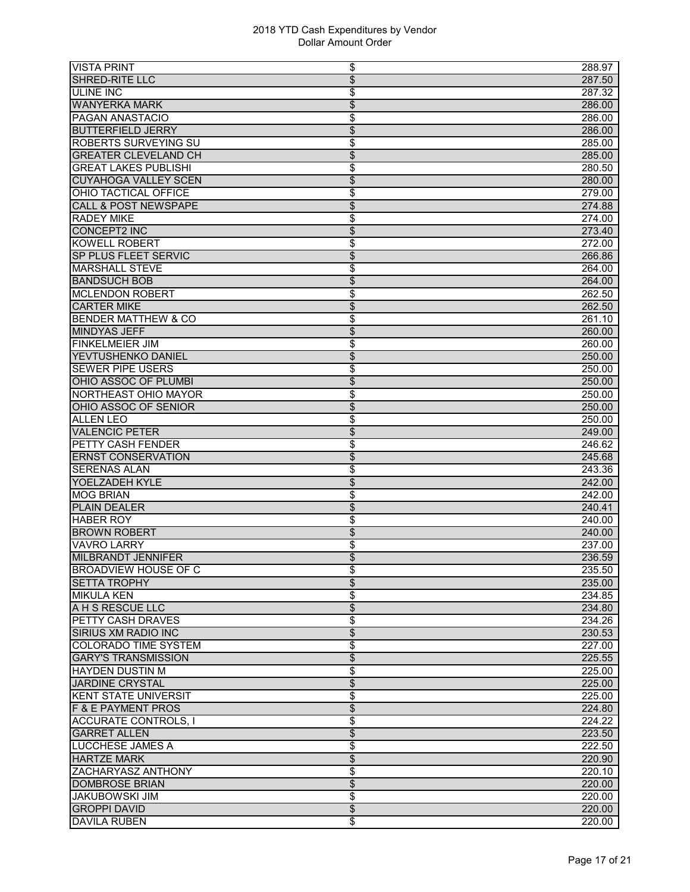| | | |
|---|---|---|
| VISTA PRINT | $ | 288.97 |
| SHRED-RITE LLC | $ | 287.50 |
| ULINE INC | $ | 287.32 |
| WANYERKA MARK | $ | 286.00 |
| PAGAN ANASTACIO | $ | 286.00 |
| BUTTERFIELD JERRY | $ | 286.00 |
| ROBERTS SURVEYING SU | $ | 285.00 |
| GREATER CLEVELAND CH | $ | 285.00 |
| GREAT LAKES PUBLISHI | $ | 280.50 |
| CUYAHOGA VALLEY SCEN | $ | 280.00 |
| OHIO TACTICAL OFFICE | $ | 279.00 |
| CALL & POST NEWSPAPE | $ | 274.88 |
| RADEY MIKE | $ | 274.00 |
| CONCEPT2 INC | $ | 273.40 |
| KOWELL ROBERT | $ | 272.00 |
| SP PLUS FLEET SERVIC | $ | 266.86 |
| MARSHALL STEVE | $ | 264.00 |
| BANDSUCH BOB | $ | 264.00 |
| MCLENDON ROBERT | $ | 262.50 |
| CARTER MIKE | $ | 262.50 |
| BENDER MATTHEW & CO | $ | 261.10 |
| MINDYAS JEFF | $ | 260.00 |
| FINKELMEIER JIM | $ | 260.00 |
| YEVTUSHENKO DANIEL | $ | 250.00 |
| SEWER PIPE USERS | $ | 250.00 |
| OHIO ASSOC OF PLUMBI | $ | 250.00 |
| NORTHEAST OHIO MAYOR | $ | 250.00 |
| OHIO ASSOC OF SENIOR | $ | 250.00 |
| ALLEN LEO | $ | 250.00 |
| VALENCIC PETER | $ | 249.00 |
| PETTY CASH FENDER | $ | 246.62 |
| ERNST CONSERVATION | $ | 245.68 |
| SERENAS ALAN | $ | 243.36 |
| YOELZADEH KYLE | $ | 242.00 |
| MOG BRIAN | $ | 242.00 |
| PLAIN DEALER | $ | 240.41 |
| HABER ROY | $ | 240.00 |
| BROWN ROBERT | $ | 240.00 |
| VAVRO LARRY | $ | 237.00 |
| MILBRANDT JENNIFER | $ | 236.59 |
| BROADVIEW HOUSE OF C | $ | 235.50 |
| SETTA TROPHY | $ | 235.00 |
| MIKULA KEN | $ | 234.85 |
| A H S RESCUE LLC | $ | 234.80 |
| PETTY CASH DRAVES | $ | 234.26 |
| SIRIUS XM RADIO INC | $ | 230.53 |
| COLORADO TIME SYSTEM | $ | 227.00 |
| GARY'S TRANSMISSION | $ | 225.55 |
| HAYDEN DUSTIN M | $ | 225.00 |
| JARDINE CRYSTAL | $ | 225.00 |
| KENT STATE UNIVERSIT | $ | 225.00 |
| F & E PAYMENT PROS | $ | 224.80 |
| ACCURATE CONTROLS, I | $ | 224.22 |
| GARRET ALLEN | $ | 223.50 |
| LUCCHESE JAMES A | $ | 222.50 |
| HARTZE MARK | $ | 220.90 |
| ZACHARYASZ ANTHONY | $ | 220.10 |
| DOMBROSE BRIAN | $ | 220.00 |
| JAKUBOWSKI JIM | $ | 220.00 |
| GROPPI DAVID | $ | 220.00 |
| DAVILA RUBEN | $ | 220.00 |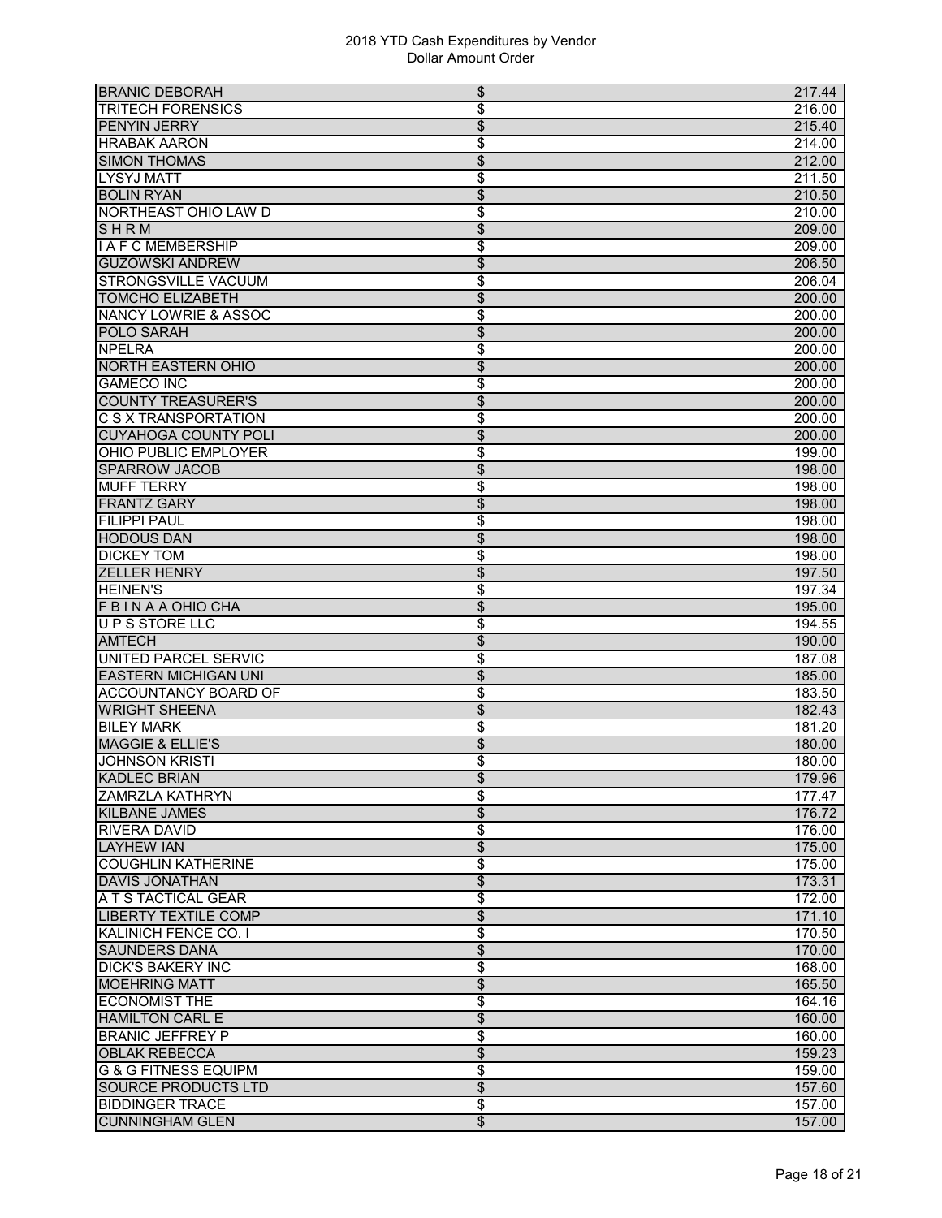2018 YTD Cash Expenditures by Vendor
Dollar Amount Order

| | | |
|---|---|---|
| BRANIC DEBORAH | $ | 217.44 |
| TRITECH FORENSICS | $ | 216.00 |
| PENYIN JERRY | $ | 215.40 |
| HRABAK AARON | $ | 214.00 |
| SIMON THOMAS | $ | 212.00 |
| LYSYJ MATT | $ | 211.50 |
| BOLIN RYAN | $ | 210.50 |
| NORTHEAST OHIO LAW D | $ | 210.00 |
| S H R M | $ | 209.00 |
| I A F C MEMBERSHIP | $ | 209.00 |
| GUZOWSKI ANDREW | $ | 206.50 |
| STRONGSVILLE VACUUM | $ | 206.04 |
| TOMCHO ELIZABETH | $ | 200.00 |
| NANCY LOWRIE & ASSOC | $ | 200.00 |
| POLO SARAH | $ | 200.00 |
| NPELRA | $ | 200.00 |
| NORTH EASTERN OHIO | $ | 200.00 |
| GAMECO INC | $ | 200.00 |
| COUNTY TREASURER'S | $ | 200.00 |
| C S X TRANSPORTATION | $ | 200.00 |
| CUYAHOGA COUNTY POLI | $ | 200.00 |
| OHIO PUBLIC EMPLOYER | $ | 199.00 |
| SPARROW JACOB | $ | 198.00 |
| MUFF TERRY | $ | 198.00 |
| FRANTZ GARY | $ | 198.00 |
| FILIPPI PAUL | $ | 198.00 |
| HODOUS DAN | $ | 198.00 |
| DICKEY TOM | $ | 198.00 |
| ZELLER HENRY | $ | 197.50 |
| HEINEN'S | $ | 197.34 |
| F B I N A A OHIO CHA | $ | 195.00 |
| U P S STORE LLC | $ | 194.55 |
| AMTECH | $ | 190.00 |
| UNITED PARCEL SERVIC | $ | 187.08 |
| EASTERN MICHIGAN UNI | $ | 185.00 |
| ACCOUNTANCY BOARD OF | $ | 183.50 |
| WRIGHT SHEENA | $ | 182.43 |
| BILEY MARK | $ | 181.20 |
| MAGGIE & ELLIE'S | $ | 180.00 |
| JOHNSON KRISTI | $ | 180.00 |
| KADLEC BRIAN | $ | 179.96 |
| ZAMRZLA KATHRYN | $ | 177.47 |
| KILBANE JAMES | $ | 176.72 |
| RIVERA DAVID | $ | 176.00 |
| LAYHEW IAN | $ | 175.00 |
| COUGHLIN KATHERINE | $ | 175.00 |
| DAVIS JONATHAN | $ | 173.31 |
| A T S TACTICAL GEAR | $ | 172.00 |
| LIBERTY TEXTILE COMP | $ | 171.10 |
| KALINICH FENCE CO. I | $ | 170.50 |
| SAUNDERS DANA | $ | 170.00 |
| DICK'S BAKERY INC | $ | 168.00 |
| MOEHRING MATT | $ | 165.50 |
| ECONOMIST THE | $ | 164.16 |
| HAMILTON CARL E | $ | 160.00 |
| BRANIC JEFFREY P | $ | 160.00 |
| OBLAK REBECCA | $ | 159.23 |
| G & G FITNESS EQUIPM | $ | 159.00 |
| SOURCE PRODUCTS LTD | $ | 157.60 |
| BIDDINGER TRACE | $ | 157.00 |
| CUNNINGHAM GLEN | $ | 157.00 |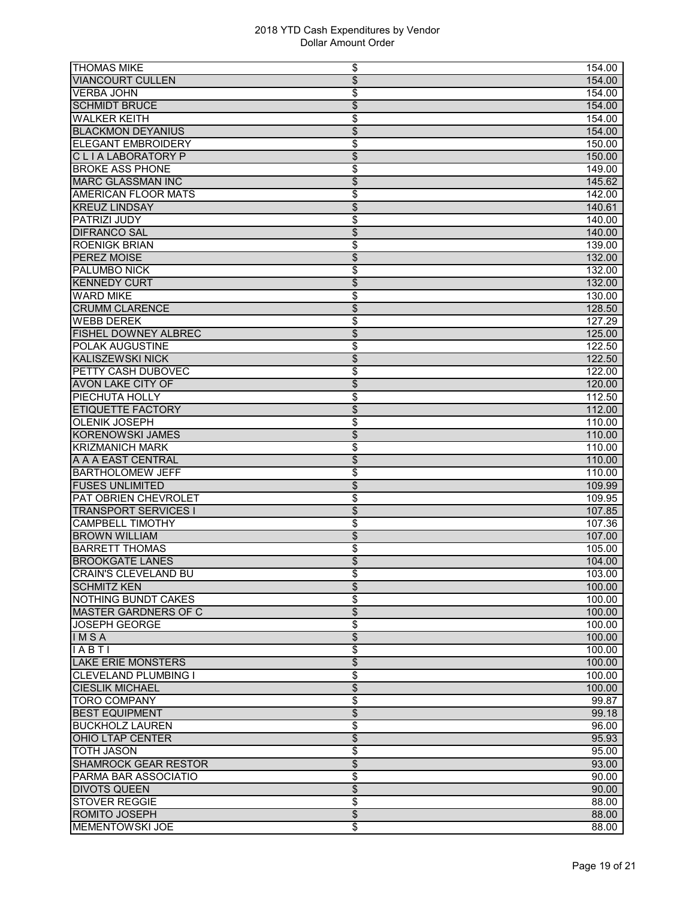| | | |
|---|---|---|
| THOMAS MIKE | $ | 154.00 |
| VIANCOURT CULLEN | $ | 154.00 |
| VERBA JOHN | $ | 154.00 |
| SCHMIDT BRUCE | $ | 154.00 |
| WALKER KEITH | $ | 154.00 |
| BLACKMON DEYANIUS | $ | 154.00 |
| ELEGANT EMBROIDERY | $ | 150.00 |
| C L I A LABORATORY P | $ | 150.00 |
| BROKE ASS PHONE | $ | 149.00 |
| MARC GLASSMAN INC | $ | 145.62 |
| AMERICAN FLOOR MATS | $ | 142.00 |
| KREUZ LINDSAY | $ | 140.61 |
| PATRIZI JUDY | $ | 140.00 |
| DIFRANCO SAL | $ | 140.00 |
| ROENIGK BRIAN | $ | 139.00 |
| PEREZ MOISE | $ | 132.00 |
| PALUMBO NICK | $ | 132.00 |
| KENNEDY CURT | $ | 132.00 |
| WARD MIKE | $ | 130.00 |
| CRUMM CLARENCE | $ | 128.50 |
| WEBB DEREK | $ | 127.29 |
| FISHEL DOWNEY ALBREC | $ | 125.00 |
| POLAK AUGUSTINE | $ | 122.50 |
| KALISZEWSKI NICK | $ | 122.50 |
| PETTY CASH DUBOVEC | $ | 122.00 |
| AVON LAKE CITY OF | $ | 120.00 |
| PIECHUTA HOLLY | $ | 112.50 |
| ETIQUETTE FACTORY | $ | 112.00 |
| OLENIK JOSEPH | $ | 110.00 |
| KORENOWSKI JAMES | $ | 110.00 |
| KRIZMANICH MARK | $ | 110.00 |
| A A A EAST CENTRAL | $ | 110.00 |
| BARTHOLOMEW JEFF | $ | 110.00 |
| FUSES UNLIMITED | $ | 109.99 |
| PAT OBRIEN CHEVROLET | $ | 109.95 |
| TRANSPORT SERVICES I | $ | 107.85 |
| CAMPBELL TIMOTHY | $ | 107.36 |
| BROWN WILLIAM | $ | 107.00 |
| BARRETT THOMAS | $ | 105.00 |
| BROOKGATE LANES | $ | 104.00 |
| CRAIN'S CLEVELAND BU | $ | 103.00 |
| SCHMITZ KEN | $ | 100.00 |
| NOTHING BUNDT CAKES | $ | 100.00 |
| MASTER GARDNERS OF C | $ | 100.00 |
| JOSEPH GEORGE | $ | 100.00 |
| I M S A | $ | 100.00 |
| I A B T I | $ | 100.00 |
| LAKE ERIE MONSTERS | $ | 100.00 |
| CLEVELAND PLUMBING I | $ | 100.00 |
| CIESLIK MICHAEL | $ | 100.00 |
| TORO COMPANY | $ | 99.87 |
| BEST EQUIPMENT | $ | 99.18 |
| BUCKHOLZ LAUREN | $ | 96.00 |
| OHIO LTAP CENTER | $ | 95.93 |
| TOTH JASON | $ | 95.00 |
| SHAMROCK GEAR RESTOR | $ | 93.00 |
| PARMA BAR ASSOCIATIO | $ | 90.00 |
| DIVOTS QUEEN | $ | 90.00 |
| STOVER REGGIE | $ | 88.00 |
| ROMITO JOSEPH | $ | 88.00 |
| MEMENTOWSKI JOE | $ | 88.00 |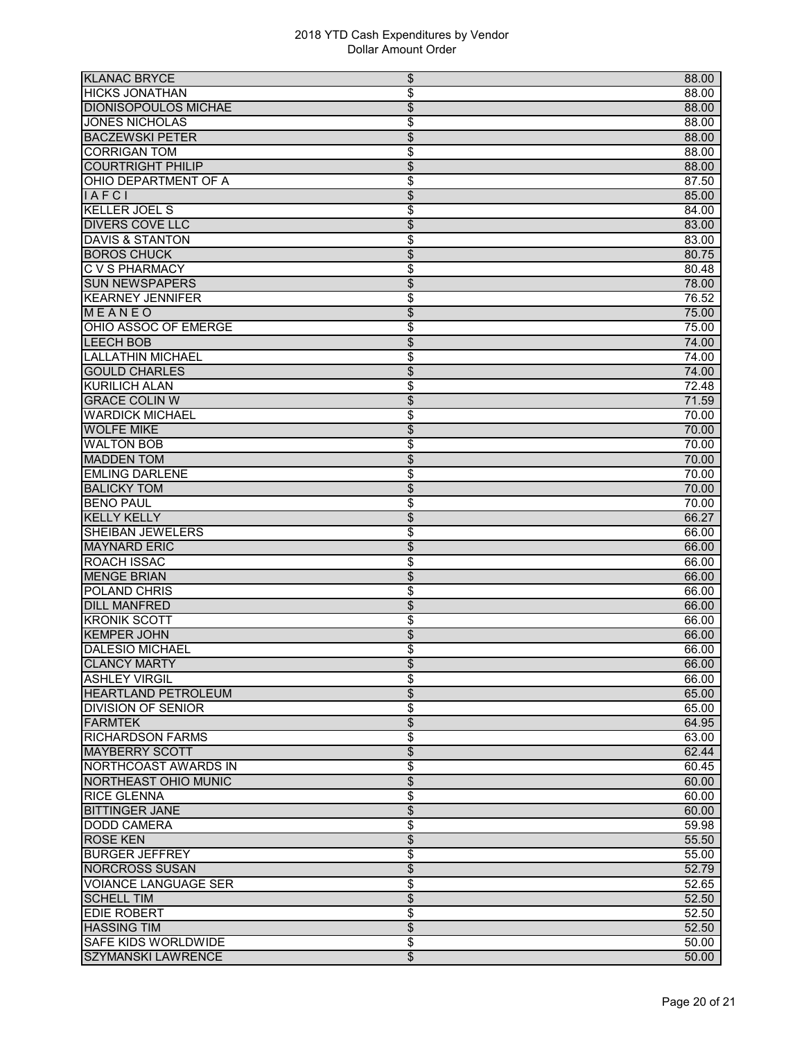| | | |
|---|---|---|
| KLANAC BRYCE | $ | 88.00 |
| HICKS JONATHAN | $ | 88.00 |
| DIONISOPOULOS MICHAE | $ | 88.00 |
| JONES NICHOLAS | $ | 88.00 |
| BACZEWSKI PETER | $ | 88.00 |
| CORRIGAN TOM | $ | 88.00 |
| COURTRIGHT PHILIP | $ | 88.00 |
| OHIO DEPARTMENT OF A | $ | 87.50 |
| I A F C I | $ | 85.00 |
| KELLER JOEL S | $ | 84.00 |
| DIVERS COVE LLC | $ | 83.00 |
| DAVIS & STANTON | $ | 83.00 |
| BOROS CHUCK | $ | 80.75 |
| C V S PHARMACY | $ | 80.48 |
| SUN NEWSPAPERS | $ | 78.00 |
| KEARNEY JENNIFER | $ | 76.52 |
| M E A N E O | $ | 75.00 |
| OHIO ASSOC OF EMERGE | $ | 75.00 |
| LEECH BOB | $ | 74.00 |
| LALLATHIN MICHAEL | $ | 74.00 |
| GOULD CHARLES | $ | 74.00 |
| KURILICH ALAN | $ | 72.48 |
| GRACE COLIN W | $ | 71.59 |
| WARDICK MICHAEL | $ | 70.00 |
| WOLFE MIKE | $ | 70.00 |
| WALTON BOB | $ | 70.00 |
| MADDEN TOM | $ | 70.00 |
| EMLING DARLENE | $ | 70.00 |
| BALICKY TOM | $ | 70.00 |
| BENO PAUL | $ | 70.00 |
| KELLY KELLY | $ | 66.27 |
| SHEIBAN JEWELERS | $ | 66.00 |
| MAYNARD ERIC | $ | 66.00 |
| ROACH ISSAC | $ | 66.00 |
| MENGE BRIAN | $ | 66.00 |
| POLAND CHRIS | $ | 66.00 |
| DILL MANFRED | $ | 66.00 |
| KRONIK SCOTT | $ | 66.00 |
| KEMPER JOHN | $ | 66.00 |
| DALESIO MICHAEL | $ | 66.00 |
| CLANCY MARTY | $ | 66.00 |
| ASHLEY VIRGIL | $ | 66.00 |
| HEARTLAND PETROLEUM | $ | 65.00 |
| DIVISION OF SENIOR | $ | 65.00 |
| FARMTEK | $ | 64.95 |
| RICHARDSON FARMS | $ | 63.00 |
| MAYBERRY SCOTT | $ | 62.44 |
| NORTHCOAST AWARDS IN | $ | 60.45 |
| NORTHEAST OHIO MUNIC | $ | 60.00 |
| RICE GLENNA | $ | 60.00 |
| BITTINGER JANE | $ | 60.00 |
| DODD CAMERA | $ | 59.98 |
| ROSE KEN | $ | 55.50 |
| BURGER JEFFREY | $ | 55.00 |
| NORCROSS SUSAN | $ | 52.79 |
| VOIANCE LANGUAGE SER | $ | 52.65 |
| SCHELL TIM | $ | 52.50 |
| EDIE ROBERT | $ | 52.50 |
| HASSING TIM | $ | 52.50 |
| SAFE KIDS WORLDWIDE | $ | 50.00 |
| SZYMANSKI LAWRENCE | $ | 50.00 |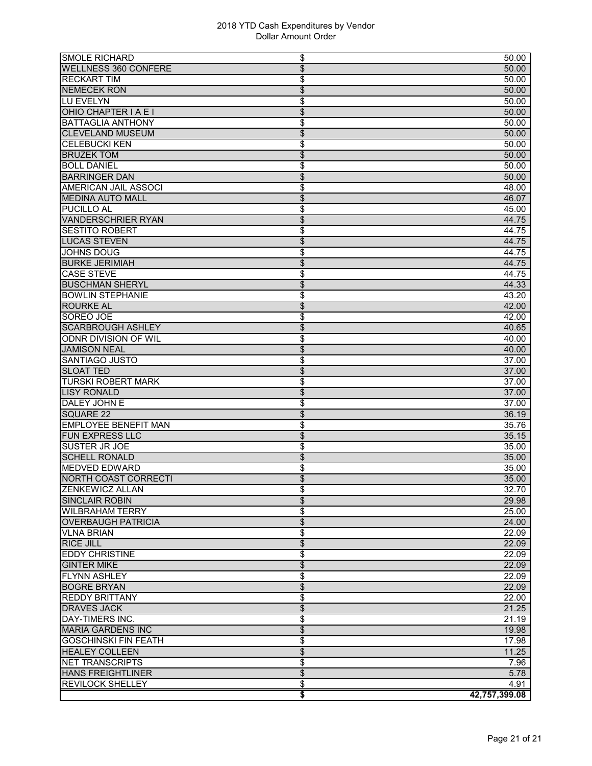2018 YTD Cash Expenditures by Vendor
Dollar Amount Order

| | | |
|---|---|---|
| SMOLE RICHARD | $ | 50.00 |
| WELLNESS 360 CONFERE | $ | 50.00 |
| RECKART TIM | $ | 50.00 |
| NEMECEK RON | $ | 50.00 |
| LU EVELYN | $ | 50.00 |
| OHIO CHAPTER I A E I | $ | 50.00 |
| BATTAGLIA ANTHONY | $ | 50.00 |
| CLEVELAND MUSEUM | $ | 50.00 |
| CELEBUCKI KEN | $ | 50.00 |
| BRUZEK TOM | $ | 50.00 |
| BOLL DANIEL | $ | 50.00 |
| BARRINGER DAN | $ | 50.00 |
| AMERICAN JAIL ASSOCI | $ | 48.00 |
| MEDINA AUTO MALL | $ | 46.07 |
| PUCILLO AL | $ | 45.00 |
| VANDERSCHRIER RYAN | $ | 44.75 |
| SESTITO ROBERT | $ | 44.75 |
| LUCAS STEVEN | $ | 44.75 |
| JOHNS DOUG | $ | 44.75 |
| BURKE JERIMIAH | $ | 44.75 |
| CASE STEVE | $ | 44.75 |
| BUSCHMAN SHERYL | $ | 44.33 |
| BOWLIN STEPHANIE | $ | 43.20 |
| ROURKE AL | $ | 42.00 |
| SOREO JOE | $ | 42.00 |
| SCARBROUGH ASHLEY | $ | 40.65 |
| ODNR DIVISION OF WIL | $ | 40.00 |
| JAMISON NEAL | $ | 40.00 |
| SANTIAGO JUSTO | $ | 37.00 |
| SLOAT TED | $ | 37.00 |
| TURSKI ROBERT MARK | $ | 37.00 |
| LISY RONALD | $ | 37.00 |
| DALEY JOHN E | $ | 37.00 |
| SQUARE 22 | $ | 36.19 |
| EMPLOYEE BENEFIT MAN | $ | 35.76 |
| FUN EXPRESS LLC | $ | 35.15 |
| SUSTER JR JOE | $ | 35.00 |
| SCHELL RONALD | $ | 35.00 |
| MEDVED EDWARD | $ | 35.00 |
| NORTH COAST CORRECTI | $ | 35.00 |
| ZENKEWICZ ALLAN | $ | 32.70 |
| SINCLAIR ROBIN | $ | 29.98 |
| WILBRAHAM TERRY | $ | 25.00 |
| OVERBAUGH PATRICIA | $ | 24.00 |
| VLNA BRIAN | $ | 22.09 |
| RICE JILL | $ | 22.09 |
| EDDY CHRISTINE | $ | 22.09 |
| GINTER MIKE | $ | 22.09 |
| FLYNN ASHLEY | $ | 22.09 |
| BOGRE BRYAN | $ | 22.09 |
| REDDY BRITTANY | $ | 22.00 |
| DRAVES JACK | $ | 21.25 |
| DAY-TIMERS INC. | $ | 21.19 |
| MARIA GARDENS INC | $ | 19.98 |
| GOSCHINSKI FIN FEATH | $ | 17.98 |
| HEALEY COLLEEN | $ | 11.25 |
| NET TRANSCRIPTS | $ | 7.96 |
| HANS FREIGHTLINER | $ | 5.78 |
| REVILOCK SHELLEY | $ | 4.91 |
| | **$** | **42,757,399.08** |